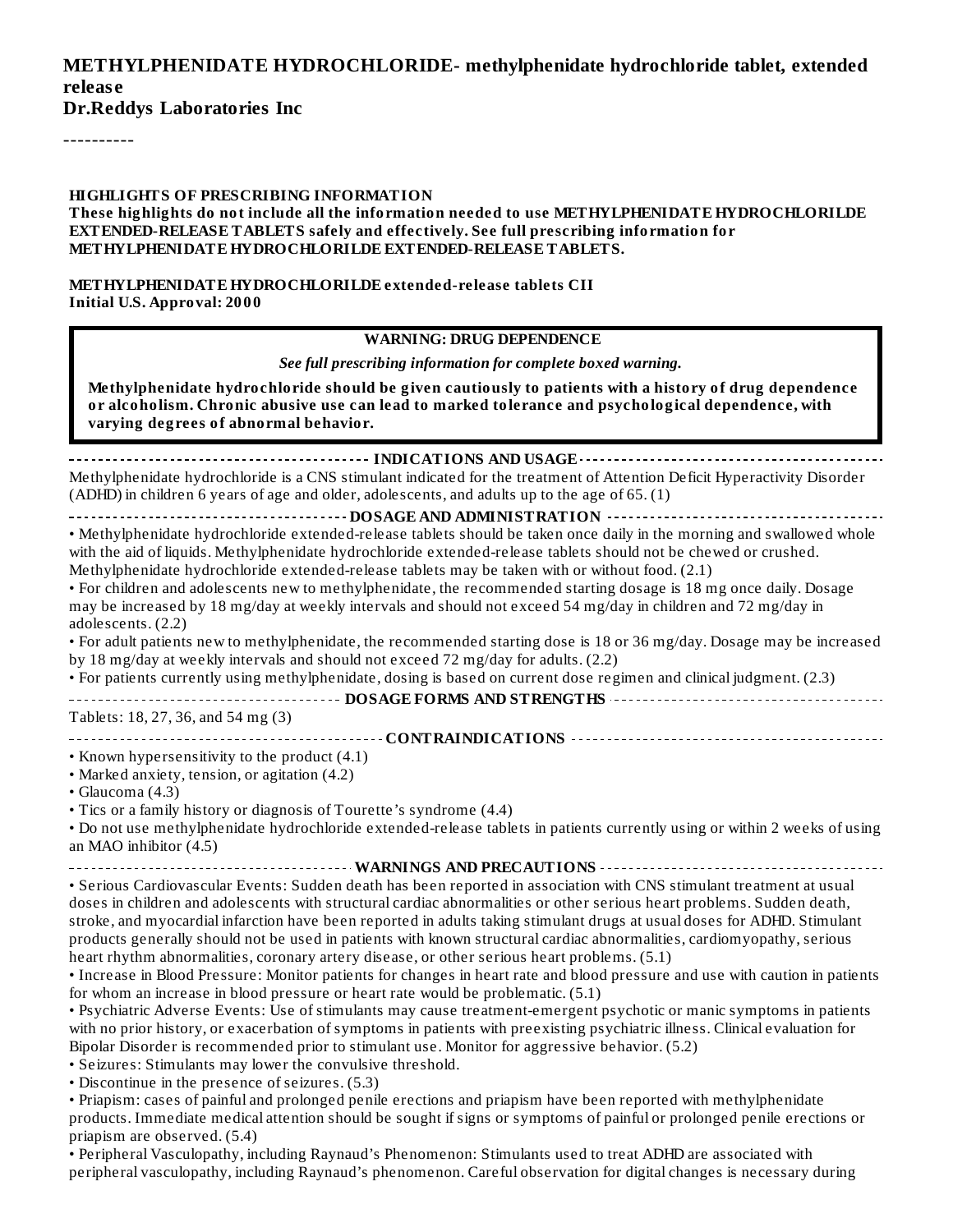**METHYLPHENIDATE HYDROCHLORIDE- methylphenidate hydrochloride tablet, extended release**
**Dr.Reddys Laboratories Inc**

----------

**HIGHLIGHTS OF PRESCRIBING INFORMATION**
**These highlights do not include all the information needed to use METHYLPHENIDATE HYDROCHLORILDE EXTENDED-RELEASE TABLETS safely and effectively. See full prescribing information for METHYLPHENIDATE HYDROCHLORILDE EXTENDED-RELEASE TABLETS.**

**METHYLPHENIDATE HYDROCHLORILDE extended-release tablets CII**
**Initial U.S. Approval: 2000**

**WARNING: DRUG DEPENDENCE**

***See full prescribing information for complete boxed warning.***

**Methylphenidate hydrochloride should be given cautiously to patients with a history of drug dependence or alcoholism. Chronic abusive use can lead to marked tolerance and psychological dependence, with varying degrees of abnormal behavior.**

**INDICATIONS AND USAGE**

Methylphenidate hydrochloride is a CNS stimulant indicated for the treatment of Attention Deficit Hyperactivity Disorder (ADHD) in children 6 years of age and older, adolescents, and adults up to the age of 65. (1)

**DOSAGE AND ADMINISTRATION**

- Methylphenidate hydrochloride extended-release tablets should be taken once daily in the morning and swallowed whole with the aid of liquids. Methylphenidate hydrochloride extended-release tablets should not be chewed or crushed. Methylphenidate hydrochloride extended-release tablets may be taken with or without food. (2.1)
- For children and adolescents new to methylphenidate, the recommended starting dosage is 18 mg once daily. Dosage may be increased by 18 mg/day at weekly intervals and should not exceed 54 mg/day in children and 72 mg/day in adolescents. (2.2)
- For adult patients new to methylphenidate, the recommended starting dose is 18 or 36 mg/day. Dosage may be increased by 18 mg/day at weekly intervals and should not exceed 72 mg/day for adults. (2.2)
- For patients currently using methylphenidate, dosing is based on current dose regimen and clinical judgment. (2.3)

**DOSAGE FORMS AND STRENGTHS**

Tablets: 18, 27, 36, and 54 mg (3)

**CONTRAINDICATIONS**

- Known hypersensitivity to the product (4.1)
- Marked anxiety, tension, or agitation (4.2)
- Glaucoma (4.3)
- Tics or a family history or diagnosis of Tourette's syndrome (4.4)
- Do not use methylphenidate hydrochloride extended-release tablets in patients currently using or within 2 weeks of using an MAO inhibitor (4.5)

**WARNINGS AND PRECAUTIONS**

- Serious Cardiovascular Events: Sudden death has been reported in association with CNS stimulant treatment at usual doses in children and adolescents with structural cardiac abnormalities or other serious heart problems. Sudden death, stroke, and myocardial infarction have been reported in adults taking stimulant drugs at usual doses for ADHD. Stimulant products generally should not be used in patients with known structural cardiac abnormalities, cardiomyopathy, serious heart rhythm abnormalities, coronary artery disease, or other serious heart problems. (5.1)
- Increase in Blood Pressure: Monitor patients for changes in heart rate and blood pressure and use with caution in patients for whom an increase in blood pressure or heart rate would be problematic. (5.1)
- Psychiatric Adverse Events: Use of stimulants may cause treatment-emergent psychotic or manic symptoms in patients with no prior history, or exacerbation of symptoms in patients with preexisting psychiatric illness. Clinical evaluation for Bipolar Disorder is recommended prior to stimulant use. Monitor for aggressive behavior. (5.2)
- Seizures: Stimulants may lower the convulsive threshold.
- Discontinue in the presence of seizures. (5.3)
- Priapism: cases of painful and prolonged penile erections and priapism have been reported with methylphenidate products. Immediate medical attention should be sought if signs or symptoms of painful or prolonged penile erections or priapism are observed. (5.4)
- Peripheral Vasculopathy, including Raynaud's Phenomenon: Stimulants used to treat ADHD are associated with peripheral vasculopathy, including Raynaud's phenomenon. Careful observation for digital changes is necessary during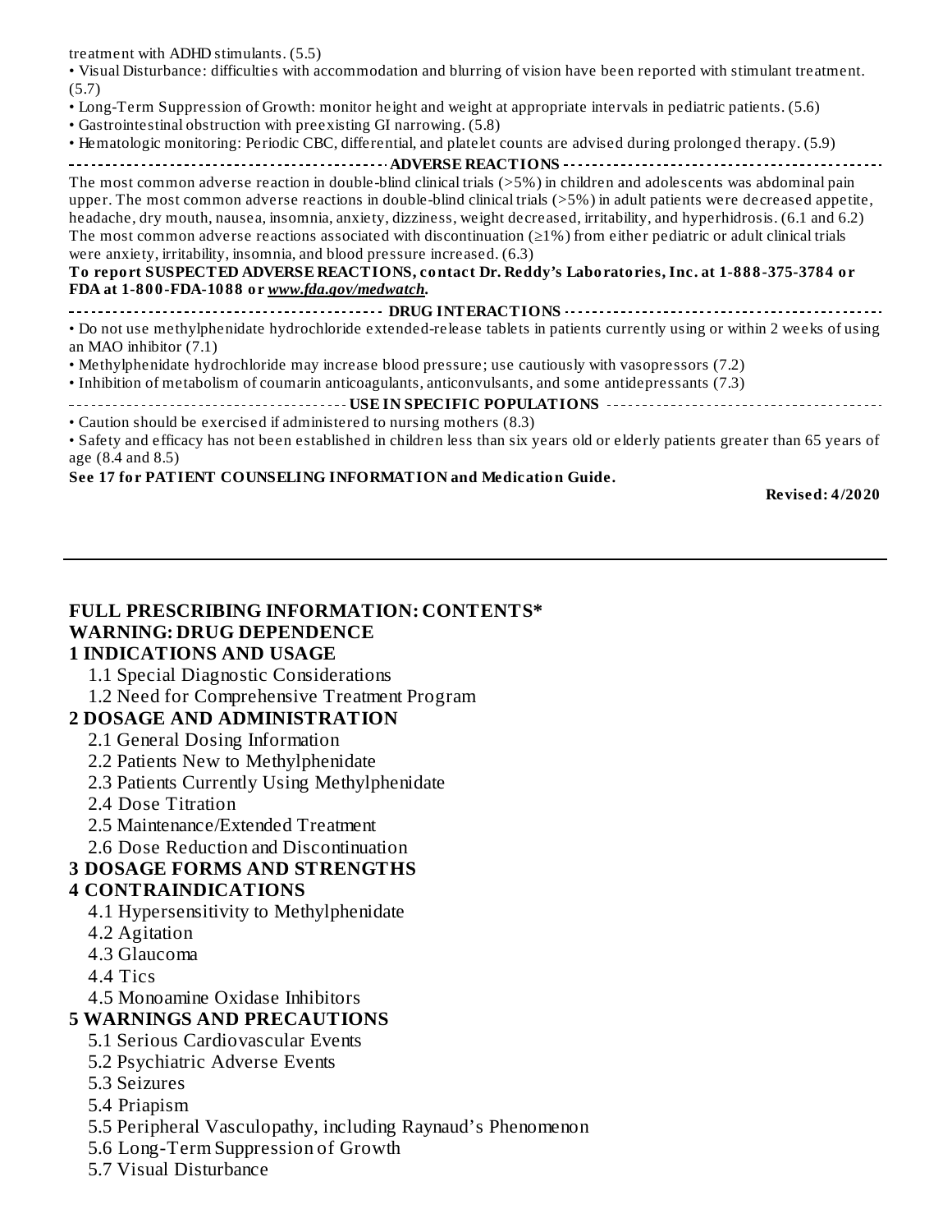treatment with ADHD stimulants. (5.5)

• Visual Disturbance: difficulties with accommodation and blurring of vision have been reported with stimulant treatment. (5.7)
• Long-Term Suppression of Growth: monitor height and weight at appropriate intervals in pediatric patients. (5.6)
• Gastrointestinal obstruction with preexisting GI narrowing. (5.8)
• Hematologic monitoring: Periodic CBC, differential, and platelet counts are advised during prolonged therapy. (5.9)

**ADVERSE REACTIONS**

The most common adverse reaction in double-blind clinical trials (>5%) in children and adolescents was abdominal pain upper. The most common adverse reactions in double-blind clinical trials (>5%) in adult patients were decreased appetite, headache, dry mouth, nausea, insomnia, anxiety, dizziness, weight decreased, irritability, and hyperhidrosis. (6.1 and 6.2) The most common adverse reactions associated with discontinuation (≥1%) from either pediatric or adult clinical trials were anxiety, irritability, insomnia, and blood pressure increased. (6.3)

**To report SUSPECTED ADVERSE REACTIONS, contact Dr. Reddy's Laboratories, Inc. at 1-888-375-3784 or FDA at 1-800-FDA-1088 or *www.fda.gov/medwatch*.**

**DRUG INTERACTIONS**

• Do not use methylphenidate hydrochloride extended-release tablets in patients currently using or within 2 weeks of using an MAO inhibitor (7.1)
• Methylphenidate hydrochloride may increase blood pressure; use cautiously with vasopressors (7.2)
• Inhibition of metabolism of coumarin anticoagulants, anticonvulsants, and some antidepressants (7.3)

**USE IN SPECIFIC POPULATIONS**

• Caution should be exercised if administered to nursing mothers (8.3)
• Safety and efficacy has not been established in children less than six years old or elderly patients greater than 65 years of age (8.4 and 8.5)

**See 17 for PATIENT COUNSELING INFORMATION and Medication Guide.**

**Revised: 4/2020**

---

## FULL PRESCRIBING INFORMATION: CONTENTS*

**WARNING: DRUG DEPENDENCE**

**1 INDICATIONS AND USAGE**
- 1.1 Special Diagnostic Considerations
- 1.2 Need for Comprehensive Treatment Program

**2 DOSAGE AND ADMINISTRATION**
- 2.1 General Dosing Information
- 2.2 Patients New to Methylphenidate
- 2.3 Patients Currently Using Methylphenidate
- 2.4 Dose Titration
- 2.5 Maintenance/Extended Treatment
- 2.6 Dose Reduction and Discontinuation

**3 DOSAGE FORMS AND STRENGTHS**

**4 CONTRAINDICATIONS**
- 4.1 Hypersensitivity to Methylphenidate
- 4.2 Agitation
- 4.3 Glaucoma
- 4.4 Tics
- 4.5 Monoamine Oxidase Inhibitors

**5 WARNINGS AND PRECAUTIONS**
- 5.1 Serious Cardiovascular Events
- 5.2 Psychiatric Adverse Events
- 5.3 Seizures
- 5.4 Priapism
- 5.5 Peripheral Vasculopathy, including Raynaud's Phenomenon
- 5.6 Long-Term Suppression of Growth
- 5.7 Visual Disturbance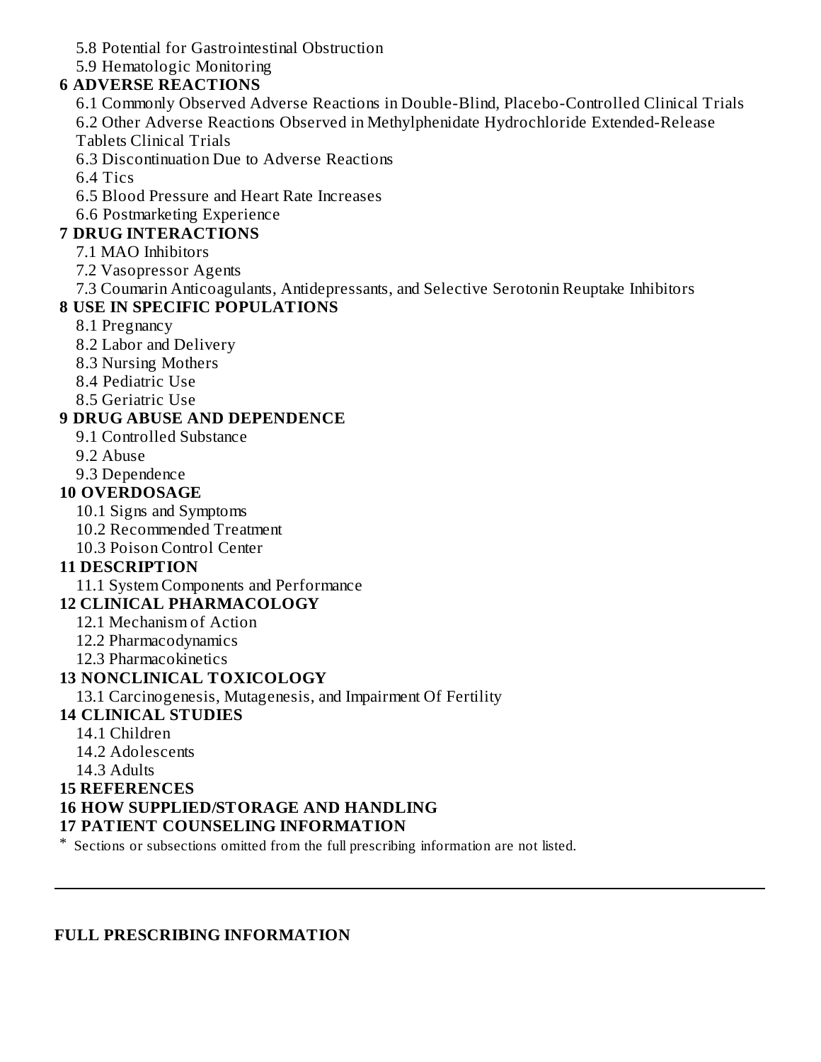5.8 Potential for Gastrointestinal Obstruction

5.9 Hematologic Monitoring

**6 ADVERSE REACTIONS**

6.1 Commonly Observed Adverse Reactions in Double-Blind, Placebo-Controlled Clinical Trials

6.2 Other Adverse Reactions Observed in Methylphenidate Hydrochloride Extended-Release Tablets Clinical Trials

6.3 Discontinuation Due to Adverse Reactions

6.4 Tics

6.5 Blood Pressure and Heart Rate Increases

6.6 Postmarketing Experience

**7 DRUG INTERACTIONS**

7.1 MAO Inhibitors

7.2 Vasopressor Agents

7.3 Coumarin Anticoagulants, Antidepressants, and Selective Serotonin Reuptake Inhibitors

**8 USE IN SPECIFIC POPULATIONS**

8.1 Pregnancy

8.2 Labor and Delivery

8.3 Nursing Mothers

8.4 Pediatric Use

8.5 Geriatric Use

**9 DRUG ABUSE AND DEPENDENCE**

9.1 Controlled Substance

9.2 Abuse

9.3 Dependence

**10 OVERDOSAGE**

10.1 Signs and Symptoms

10.2 Recommended Treatment

10.3 Poison Control Center

**11 DESCRIPTION**

11.1 System Components and Performance

**12 CLINICAL PHARMACOLOGY**

12.1 Mechanism of Action

12.2 Pharmacodynamics

12.3 Pharmacokinetics

**13 NONCLINICAL TOXICOLOGY**

13.1 Carcinogenesis, Mutagenesis, and Impairment Of Fertility

**14 CLINICAL STUDIES**

14.1 Children

14.2 Adolescents

14.3 Adults

**15 REFERENCES**

**16 HOW SUPPLIED/STORAGE AND HANDLING**

**17 PATIENT COUNSELING INFORMATION**

* Sections or subsections omitted from the full prescribing information are not listed.

---

**FULL PRESCRIBING INFORMATION**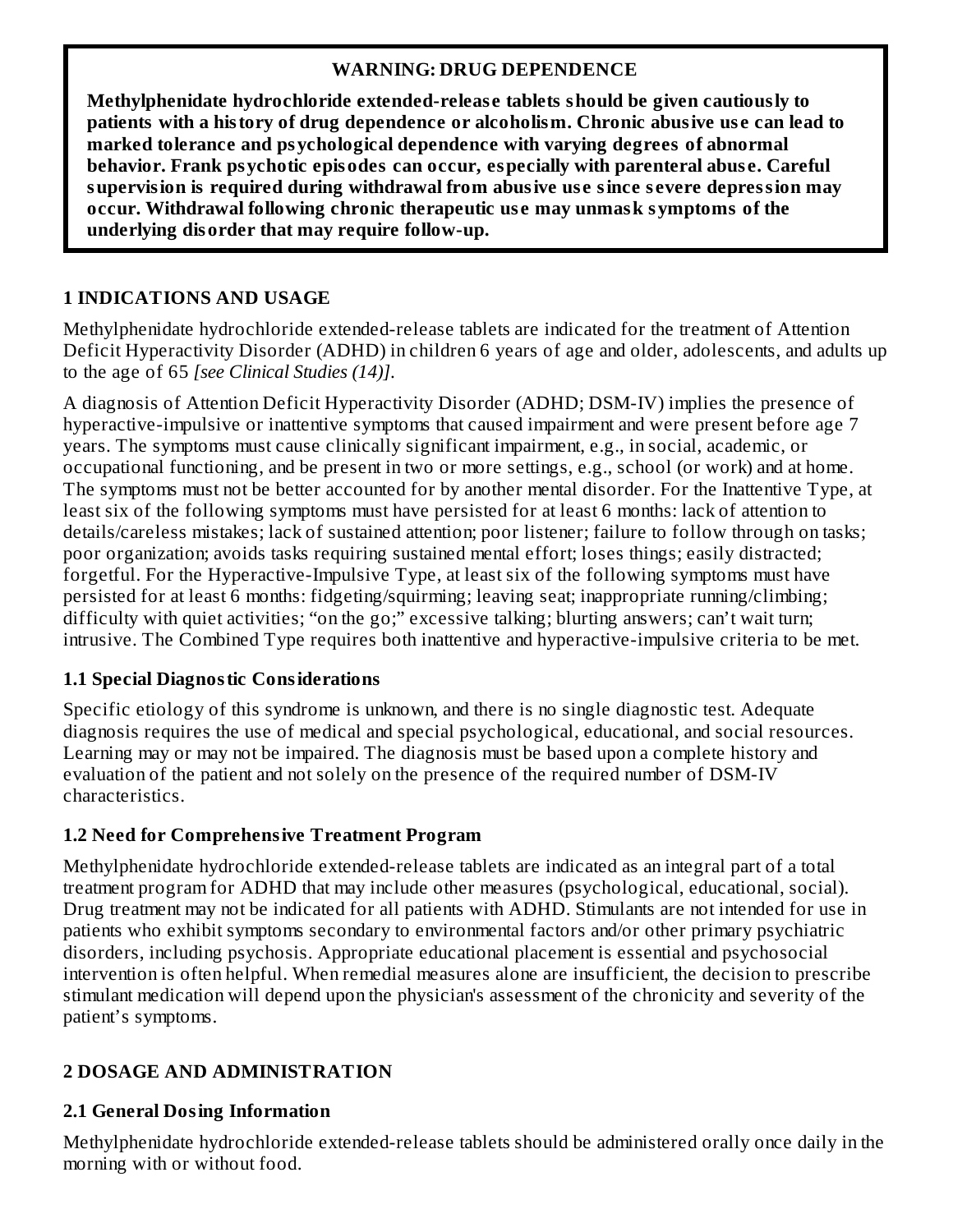**WARNING: DRUG DEPENDENCE**

**Methylphenidate hydrochloride extended-release tablets should be given cautiously to patients with a history of drug dependence or alcoholism. Chronic abusive use can lead to marked tolerance and psychological dependence with varying degrees of abnormal behavior. Frank psychotic episodes can occur, especially with parenteral abuse. Careful supervision is required during withdrawal from abusive use since severe depression may occur. Withdrawal following chronic therapeutic use may unmask symptoms of the underlying disorder that may require follow-up.**

## 1 INDICATIONS AND USAGE

Methylphenidate hydrochloride extended-release tablets are indicated for the treatment of Attention Deficit Hyperactivity Disorder (ADHD) in children 6 years of age and older, adolescents, and adults up to the age of 65 *[see Clinical Studies (14)]*.

A diagnosis of Attention Deficit Hyperactivity Disorder (ADHD; DSM-IV) implies the presence of hyperactive-impulsive or inattentive symptoms that caused impairment and were present before age 7 years. The symptoms must cause clinically significant impairment, e.g., in social, academic, or occupational functioning, and be present in two or more settings, e.g., school (or work) and at home. The symptoms must not be better accounted for by another mental disorder. For the Inattentive Type, at least six of the following symptoms must have persisted for at least 6 months: lack of attention to details/careless mistakes; lack of sustained attention; poor listener; failure to follow through on tasks; poor organization; avoids tasks requiring sustained mental effort; loses things; easily distracted; forgetful. For the Hyperactive-Impulsive Type, at least six of the following symptoms must have persisted for at least 6 months: fidgeting/squirming; leaving seat; inappropriate running/climbing; difficulty with quiet activities; "on the go;" excessive talking; blurting answers; can't wait turn; intrusive. The Combined Type requires both inattentive and hyperactive-impulsive criteria to be met.

### 1.1 Special Diagnostic Considerations

Specific etiology of this syndrome is unknown, and there is no single diagnostic test. Adequate diagnosis requires the use of medical and special psychological, educational, and social resources. Learning may or may not be impaired. The diagnosis must be based upon a complete history and evaluation of the patient and not solely on the presence of the required number of DSM-IV characteristics.

### 1.2 Need for Comprehensive Treatment Program

Methylphenidate hydrochloride extended-release tablets are indicated as an integral part of a total treatment program for ADHD that may include other measures (psychological, educational, social). Drug treatment may not be indicated for all patients with ADHD. Stimulants are not intended for use in patients who exhibit symptoms secondary to environmental factors and/or other primary psychiatric disorders, including psychosis. Appropriate educational placement is essential and psychosocial intervention is often helpful. When remedial measures alone are insufficient, the decision to prescribe stimulant medication will depend upon the physician's assessment of the chronicity and severity of the patient's symptoms.

## 2 DOSAGE AND ADMINISTRATION

### 2.1 General Dosing Information

Methylphenidate hydrochloride extended-release tablets should be administered orally once daily in the morning with or without food.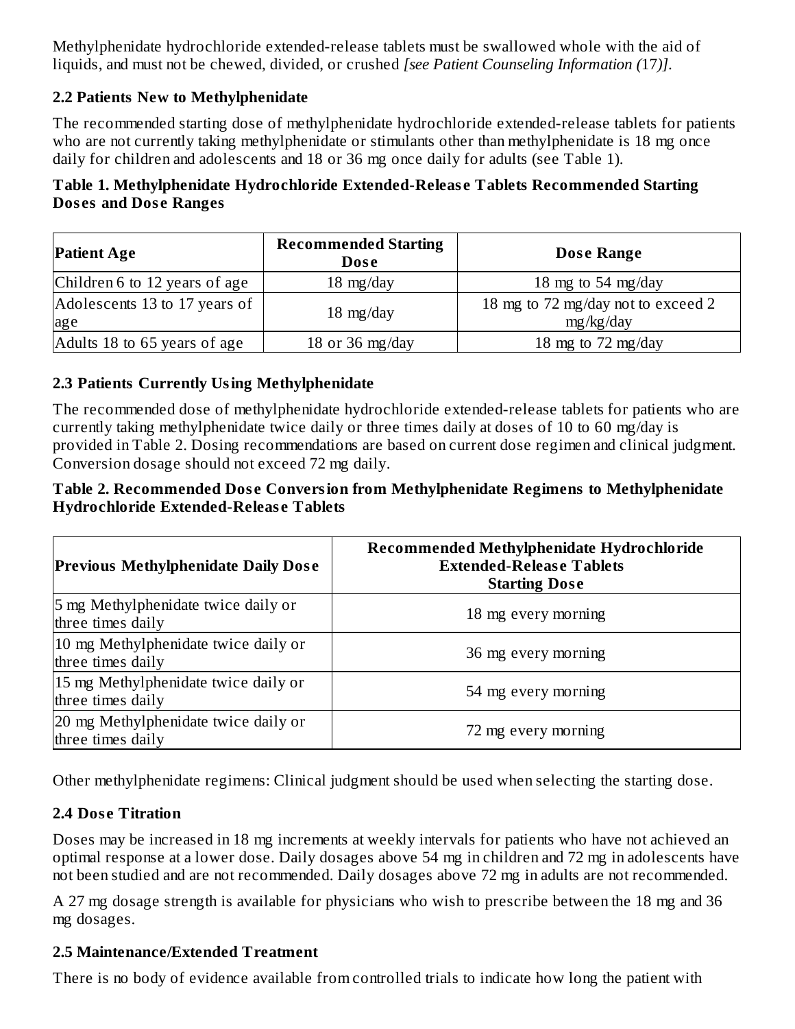Methylphenidate hydrochloride extended-release tablets must be swallowed whole with the aid of liquids, and must not be chewed, divided, or crushed *[see Patient Counseling Information (17)]*.

### 2.2 Patients New to Methylphenidate

The recommended starting dose of methylphenidate hydrochloride extended-release tablets for patients who are not currently taking methylphenidate or stimulants other than methylphenidate is 18 mg once daily for children and adolescents and 18 or 36 mg once daily for adults (see Table 1).

**Table 1. Methylphenidate Hydrochloride Extended-Release Tablets Recommended Starting Doses and Dose Ranges**

| Patient Age | Recommended Starting Dose | Dose Range |
|---|---|---|
| Children 6 to 12 years of age | 18 mg/day | 18 mg to 54 mg/day |
| Adolescents 13 to 17 years of age | 18 mg/day | 18 mg to 72 mg/day not to exceed 2 mg/kg/day |
| Adults 18 to 65 years of age | 18 or 36 mg/day | 18 mg to 72 mg/day |

### 2.3 Patients Currently Using Methylphenidate

The recommended dose of methylphenidate hydrochloride extended-release tablets for patients who are currently taking methylphenidate twice daily or three times daily at doses of 10 to 60 mg/day is provided in Table 2. Dosing recommendations are based on current dose regimen and clinical judgment. Conversion dosage should not exceed 72 mg daily.

**Table 2. Recommended Dose Conversion from Methylphenidate Regimens to Methylphenidate Hydrochloride Extended-Release Tablets**

| Previous Methylphenidate Daily Dose | Recommended Methylphenidate Hydrochloride Extended-Release Tablets Starting Dose |
|---|---|
| 5 mg Methylphenidate twice daily or three times daily | 18 mg every morning |
| 10 mg Methylphenidate twice daily or three times daily | 36 mg every morning |
| 15 mg Methylphenidate twice daily or three times daily | 54 mg every morning |
| 20 mg Methylphenidate twice daily or three times daily | 72 mg every morning |

Other methylphenidate regimens: Clinical judgment should be used when selecting the starting dose.

### 2.4 Dose Titration

Doses may be increased in 18 mg increments at weekly intervals for patients who have not achieved an optimal response at a lower dose. Daily dosages above 54 mg in children and 72 mg in adolescents have not been studied and are not recommended. Daily dosages above 72 mg in adults are not recommended.

A 27 mg dosage strength is available for physicians who wish to prescribe between the 18 mg and 36 mg dosages.

### 2.5 Maintenance/Extended Treatment

There is no body of evidence available from controlled trials to indicate how long the patient with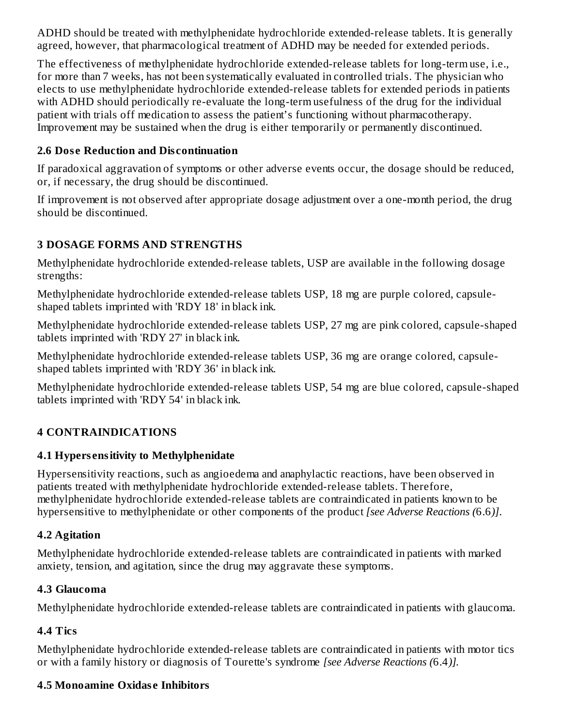ADHD should be treated with methylphenidate hydrochloride extended-release tablets. It is generally agreed, however, that pharmacological treatment of ADHD may be needed for extended periods.

The effectiveness of methylphenidate hydrochloride extended-release tablets for long-term use, i.e., for more than 7 weeks, has not been systematically evaluated in controlled trials. The physician who elects to use methylphenidate hydrochloride extended-release tablets for extended periods in patients with ADHD should periodically re-evaluate the long-term usefulness of the drug for the individual patient with trials off medication to assess the patient's functioning without pharmacotherapy. Improvement may be sustained when the drug is either temporarily or permanently discontinued.

### 2.6 Dose Reduction and Discontinuation

If paradoxical aggravation of symptoms or other adverse events occur, the dosage should be reduced, or, if necessary, the drug should be discontinued.

If improvement is not observed after appropriate dosage adjustment over a one-month period, the drug should be discontinued.

## 3 DOSAGE FORMS AND STRENGTHS

Methylphenidate hydrochloride extended-release tablets, USP are available in the following dosage strengths:

Methylphenidate hydrochloride extended-release tablets USP, 18 mg are purple colored, capsule-shaped tablets imprinted with 'RDY 18' in black ink.

Methylphenidate hydrochloride extended-release tablets USP, 27 mg are pink colored, capsule-shaped tablets imprinted with 'RDY 27' in black ink.

Methylphenidate hydrochloride extended-release tablets USP, 36 mg are orange colored, capsule-shaped tablets imprinted with 'RDY 36' in black ink.

Methylphenidate hydrochloride extended-release tablets USP, 54 mg are blue colored, capsule-shaped tablets imprinted with 'RDY 54' in black ink.

## 4 CONTRAINDICATIONS

### 4.1 Hypersensitivity to Methylphenidate

Hypersensitivity reactions, such as angioedema and anaphylactic reactions, have been observed in patients treated with methylphenidate hydrochloride extended-release tablets. Therefore, methylphenidate hydrochloride extended-release tablets are contraindicated in patients known to be hypersensitive to methylphenidate or other components of the product *[see Adverse Reactions (6.6)]*.

### 4.2 Agitation

Methylphenidate hydrochloride extended-release tablets are contraindicated in patients with marked anxiety, tension, and agitation, since the drug may aggravate these symptoms.

### 4.3 Glaucoma

Methylphenidate hydrochloride extended-release tablets are contraindicated in patients with glaucoma.

### 4.4 Tics

Methylphenidate hydrochloride extended-release tablets are contraindicated in patients with motor tics or with a family history or diagnosis of Tourette's syndrome *[see Adverse Reactions (6.4)]*.

### 4.5 Monoamine Oxidase Inhibitors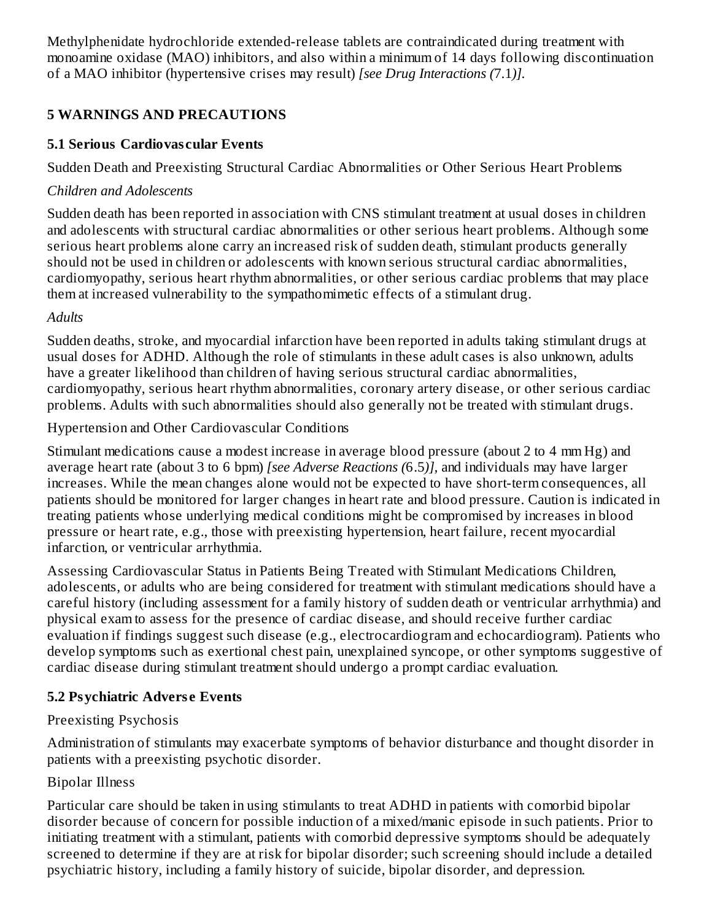Methylphenidate hydrochloride extended-release tablets are contraindicated during treatment with monoamine oxidase (MAO) inhibitors, and also within a minimum of 14 days following discontinuation of a MAO inhibitor (hypertensive crises may result) *[see Drug Interactions (7.1)]*.

## 5 WARNINGS AND PRECAUTIONS

### 5.1 Serious Cardiovascular Events

Sudden Death and Preexisting Structural Cardiac Abnormalities or Other Serious Heart Problems

*Children and Adolescents*

Sudden death has been reported in association with CNS stimulant treatment at usual doses in children and adolescents with structural cardiac abnormalities or other serious heart problems. Although some serious heart problems alone carry an increased risk of sudden death, stimulant products generally should not be used in children or adolescents with known serious structural cardiac abnormalities, cardiomyopathy, serious heart rhythm abnormalities, or other serious cardiac problems that may place them at increased vulnerability to the sympathomimetic effects of a stimulant drug.

*Adults*

Sudden deaths, stroke, and myocardial infarction have been reported in adults taking stimulant drugs at usual doses for ADHD. Although the role of stimulants in these adult cases is also unknown, adults have a greater likelihood than children of having serious structural cardiac abnormalities, cardiomyopathy, serious heart rhythm abnormalities, coronary artery disease, or other serious cardiac problems. Adults with such abnormalities should also generally not be treated with stimulant drugs.

Hypertension and Other Cardiovascular Conditions

Stimulant medications cause a modest increase in average blood pressure (about 2 to 4 mm Hg) and average heart rate (about 3 to 6 bpm) *[see Adverse Reactions (6.5)]*, and individuals may have larger increases. While the mean changes alone would not be expected to have short-term consequences, all patients should be monitored for larger changes in heart rate and blood pressure. Caution is indicated in treating patients whose underlying medical conditions might be compromised by increases in blood pressure or heart rate, e.g., those with preexisting hypertension, heart failure, recent myocardial infarction, or ventricular arrhythmia.

Assessing Cardiovascular Status in Patients Being Treated with Stimulant Medications Children, adolescents, or adults who are being considered for treatment with stimulant medications should have a careful history (including assessment for a family history of sudden death or ventricular arrhythmia) and physical exam to assess for the presence of cardiac disease, and should receive further cardiac evaluation if findings suggest such disease (e.g., electrocardiogram and echocardiogram). Patients who develop symptoms such as exertional chest pain, unexplained syncope, or other symptoms suggestive of cardiac disease during stimulant treatment should undergo a prompt cardiac evaluation.

### 5.2 Psychiatric Adverse Events

Preexisting Psychosis

Administration of stimulants may exacerbate symptoms of behavior disturbance and thought disorder in patients with a preexisting psychotic disorder.

Bipolar Illness

Particular care should be taken in using stimulants to treat ADHD in patients with comorbid bipolar disorder because of concern for possible induction of a mixed/manic episode in such patients. Prior to initiating treatment with a stimulant, patients with comorbid depressive symptoms should be adequately screened to determine if they are at risk for bipolar disorder; such screening should include a detailed psychiatric history, including a family history of suicide, bipolar disorder, and depression.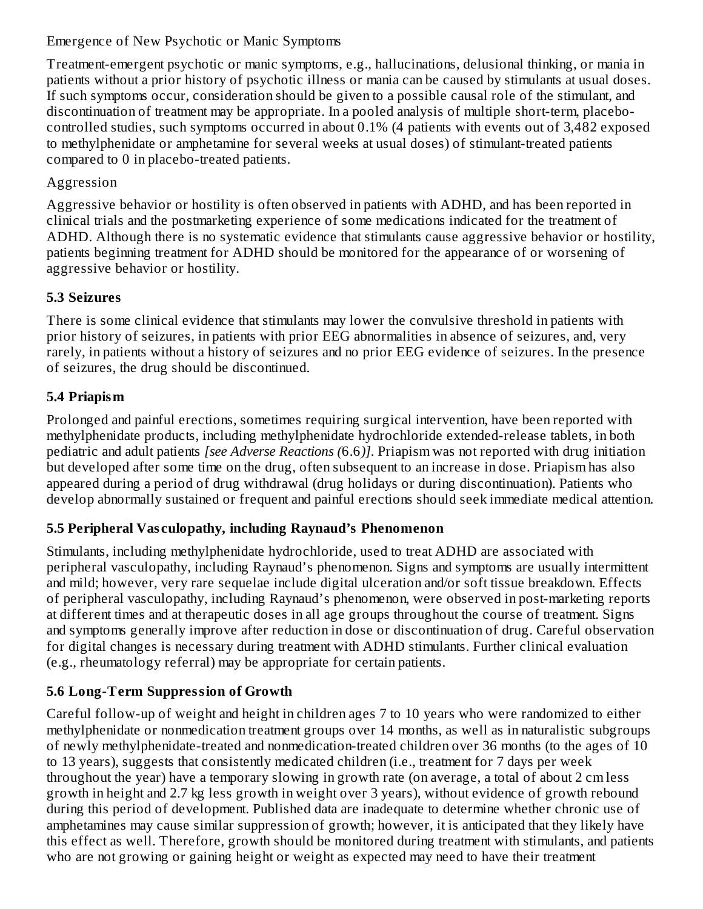Emergence of New Psychotic or Manic Symptoms

Treatment-emergent psychotic or manic symptoms, e.g., hallucinations, delusional thinking, or mania in patients without a prior history of psychotic illness or mania can be caused by stimulants at usual doses. If such symptoms occur, consideration should be given to a possible causal role of the stimulant, and discontinuation of treatment may be appropriate. In a pooled analysis of multiple short-term, placebo-controlled studies, such symptoms occurred in about 0.1% (4 patients with events out of 3,482 exposed to methylphenidate or amphetamine for several weeks at usual doses) of stimulant-treated patients compared to 0 in placebo-treated patients.

Aggression

Aggressive behavior or hostility is often observed in patients with ADHD, and has been reported in clinical trials and the postmarketing experience of some medications indicated for the treatment of ADHD. Although there is no systematic evidence that stimulants cause aggressive behavior or hostility, patients beginning treatment for ADHD should be monitored for the appearance of or worsening of aggressive behavior or hostility.

### 5.3 Seizures

There is some clinical evidence that stimulants may lower the convulsive threshold in patients with prior history of seizures, in patients with prior EEG abnormalities in absence of seizures, and, very rarely, in patients without a history of seizures and no prior EEG evidence of seizures. In the presence of seizures, the drug should be discontinued.

### 5.4 Priapism

Prolonged and painful erections, sometimes requiring surgical intervention, have been reported with methylphenidate products, including methylphenidate hydrochloride extended-release tablets, in both pediatric and adult patients *[see Adverse Reactions (6.6)]*. Priapism was not reported with drug initiation but developed after some time on the drug, often subsequent to an increase in dose. Priapism has also appeared during a period of drug withdrawal (drug holidays or during discontinuation). Patients who develop abnormally sustained or frequent and painful erections should seek immediate medical attention.

### 5.5 Peripheral Vasculopathy, including Raynaud's Phenomenon

Stimulants, including methylphenidate hydrochloride, used to treat ADHD are associated with peripheral vasculopathy, including Raynaud's phenomenon. Signs and symptoms are usually intermittent and mild; however, very rare sequelae include digital ulceration and/or soft tissue breakdown. Effects of peripheral vasculopathy, including Raynaud's phenomenon, were observed in post-marketing reports at different times and at therapeutic doses in all age groups throughout the course of treatment. Signs and symptoms generally improve after reduction in dose or discontinuation of drug. Careful observation for digital changes is necessary during treatment with ADHD stimulants. Further clinical evaluation (e.g., rheumatology referral) may be appropriate for certain patients.

### 5.6 Long-Term Suppression of Growth

Careful follow-up of weight and height in children ages 7 to 10 years who were randomized to either methylphenidate or nonmedication treatment groups over 14 months, as well as in naturalistic subgroups of newly methylphenidate-treated and nonmedication-treated children over 36 months (to the ages of 10 to 13 years), suggests that consistently medicated children (i.e., treatment for 7 days per week throughout the year) have a temporary slowing in growth rate (on average, a total of about 2 cm less growth in height and 2.7 kg less growth in weight over 3 years), without evidence of growth rebound during this period of development. Published data are inadequate to determine whether chronic use of amphetamines may cause similar suppression of growth; however, it is anticipated that they likely have this effect as well. Therefore, growth should be monitored during treatment with stimulants, and patients who are not growing or gaining height or weight as expected may need to have their treatment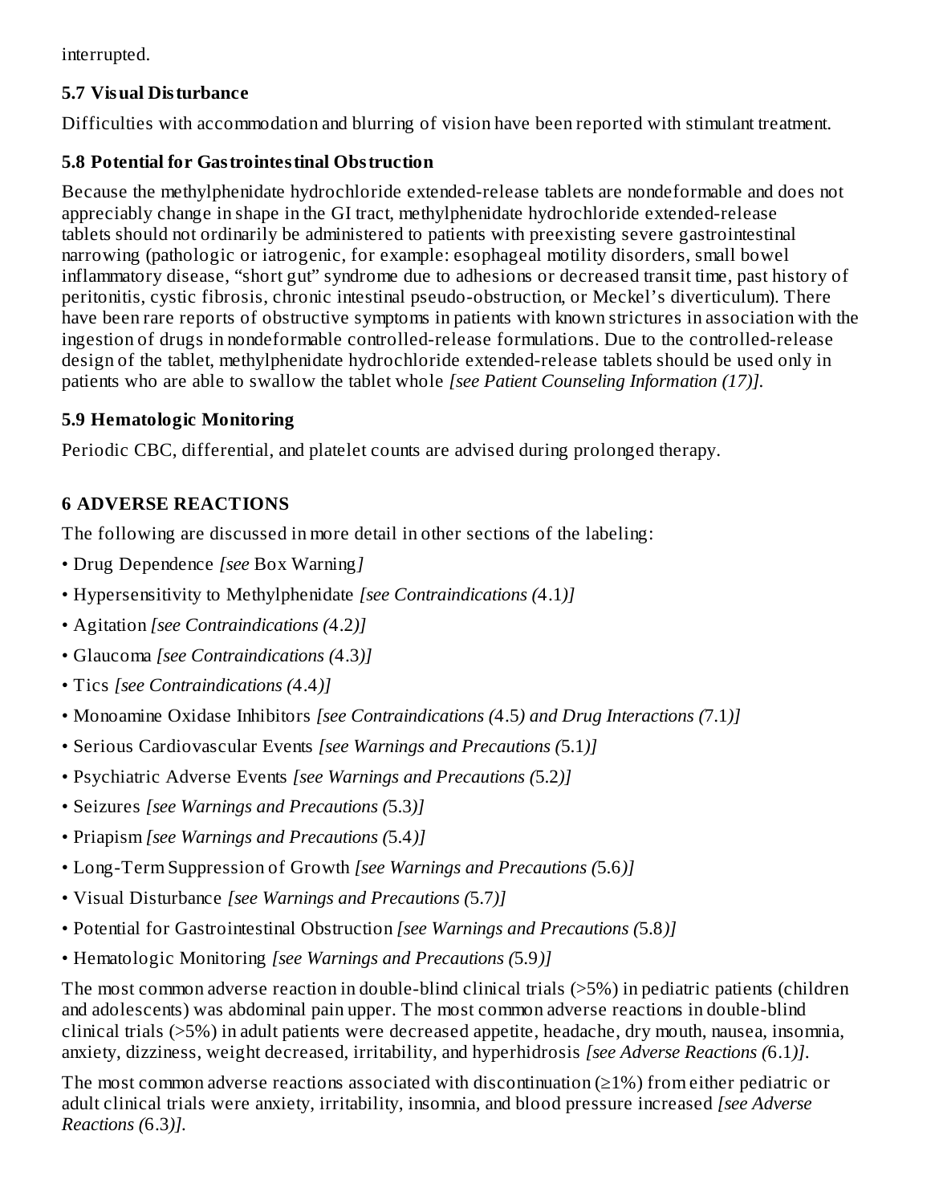interrupted.

### 5.7 Visual Disturbance

Difficulties with accommodation and blurring of vision have been reported with stimulant treatment.

### 5.8 Potential for Gastrointestinal Obstruction

Because the methylphenidate hydrochloride extended-release tablets are nondeformable and does not appreciably change in shape in the GI tract, methylphenidate hydrochloride extended-release tablets should not ordinarily be administered to patients with preexisting severe gastrointestinal narrowing (pathologic or iatrogenic, for example: esophageal motility disorders, small bowel inflammatory disease, "short gut" syndrome due to adhesions or decreased transit time, past history of peritonitis, cystic fibrosis, chronic intestinal pseudo-obstruction, or Meckel's diverticulum). There have been rare reports of obstructive symptoms in patients with known strictures in association with the ingestion of drugs in nondeformable controlled-release formulations. Due to the controlled-release design of the tablet, methylphenidate hydrochloride extended-release tablets should be used only in patients who are able to swallow the tablet whole *[see Patient Counseling Information (17)].*

### 5.9 Hematologic Monitoring

Periodic CBC, differential, and platelet counts are advised during prolonged therapy.

## 6 ADVERSE REACTIONS

The following are discussed in more detail in other sections of the labeling:

- Drug Dependence *[see* Box Warning*]*
- Hypersensitivity to Methylphenidate *[see Contraindications (*4.1*)]*
- Agitation *[see Contraindications (*4.2*)]*
- Glaucoma *[see Contraindications (*4.3*)]*
- Tics *[see Contraindications (*4.4*)]*
- Monoamine Oxidase Inhibitors *[see Contraindications (*4.5*) and Drug Interactions (*7.1*)]*
- Serious Cardiovascular Events *[see Warnings and Precautions (*5.1*)]*
- Psychiatric Adverse Events *[see Warnings and Precautions (*5.2*)]*
- Seizures *[see Warnings and Precautions (*5.3*)]*
- Priapism *[see Warnings and Precautions (*5.4*)]*
- Long-Term Suppression of Growth *[see Warnings and Precautions (*5.6*)]*
- Visual Disturbance *[see Warnings and Precautions (*5.7*)]*
- Potential for Gastrointestinal Obstruction *[see Warnings and Precautions (*5.8*)]*
- Hematologic Monitoring *[see Warnings and Precautions (*5.9*)]*

The most common adverse reaction in double-blind clinical trials (>5%) in pediatric patients (children and adolescents) was abdominal pain upper. The most common adverse reactions in double-blind clinical trials (>5%) in adult patients were decreased appetite, headache, dry mouth, nausea, insomnia, anxiety, dizziness, weight decreased, irritability, and hyperhidrosis *[see Adverse Reactions (*6.1*)].*

The most common adverse reactions associated with discontinuation (≥1%) from either pediatric or adult clinical trials were anxiety, irritability, insomnia, and blood pressure increased *[see Adverse Reactions (*6.3*)].*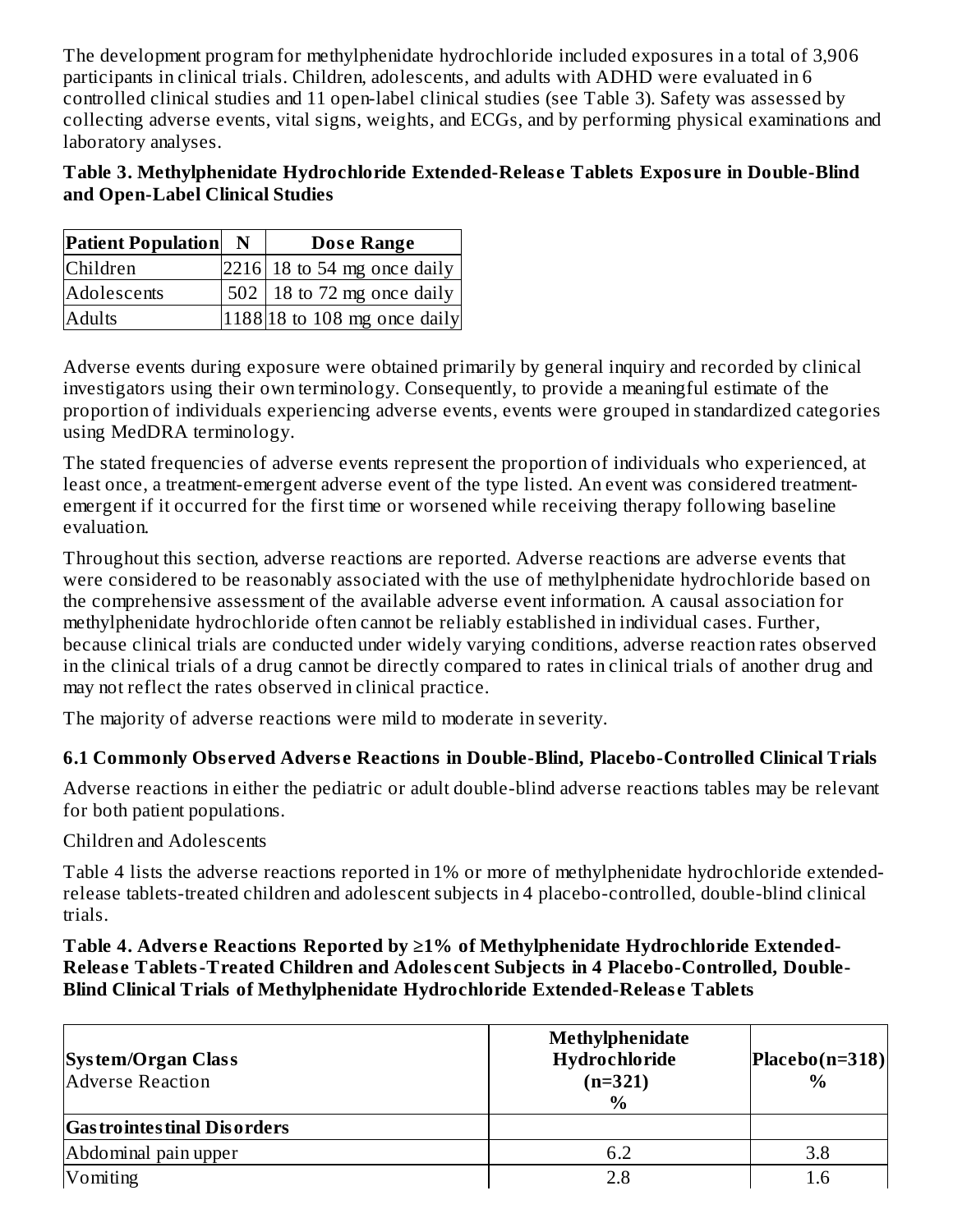The development program for methylphenidate hydrochloride included exposures in a total of 3,906 participants in clinical trials. Children, adolescents, and adults with ADHD were evaluated in 6 controlled clinical studies and 11 open-label clinical studies (see Table 3). Safety was assessed by collecting adverse events, vital signs, weights, and ECGs, and by performing physical examinations and laboratory analyses.

**Table 3. Methylphenidate Hydrochloride Extended-Release Tablets Exposure in Double-Blind and Open-Label Clinical Studies**

| Patient Population | N | Dose Range |
|---|---|---|
| Children | 2216 | 18 to 54 mg once daily |
| Adolescents | 502 | 18 to 72 mg once daily |
| Adults | 1188 | 18 to 108 mg once daily |

Adverse events during exposure were obtained primarily by general inquiry and recorded by clinical investigators using their own terminology. Consequently, to provide a meaningful estimate of the proportion of individuals experiencing adverse events, events were grouped in standardized categories using MedDRA terminology.

The stated frequencies of adverse events represent the proportion of individuals who experienced, at least once, a treatment-emergent adverse event of the type listed. An event was considered treatment-emergent if it occurred for the first time or worsened while receiving therapy following baseline evaluation.

Throughout this section, adverse reactions are reported. Adverse reactions are adverse events that were considered to be reasonably associated with the use of methylphenidate hydrochloride based on the comprehensive assessment of the available adverse event information. A causal association for methylphenidate hydrochloride often cannot be reliably established in individual cases. Further, because clinical trials are conducted under widely varying conditions, adverse reaction rates observed in the clinical trials of a drug cannot be directly compared to rates in clinical trials of another drug and may not reflect the rates observed in clinical practice.

The majority of adverse reactions were mild to moderate in severity.

### 6.1 Commonly Observed Adverse Reactions in Double-Blind, Placebo-Controlled Clinical Trials

Adverse reactions in either the pediatric or adult double-blind adverse reactions tables may be relevant for both patient populations.

Children and Adolescents

Table 4 lists the adverse reactions reported in 1% or more of methylphenidate hydrochloride extended-release tablets-treated children and adolescent subjects in 4 placebo-controlled, double-blind clinical trials.

**Table 4. Adverse Reactions Reported by ≥1% of Methylphenidate Hydrochloride Extended-Release Tablets-Treated Children and Adolescent Subjects in 4 Placebo-Controlled, Double-Blind Clinical Trials of Methylphenidate Hydrochloride Extended-Release Tablets**

| **System/Organ Class** Adverse Reaction | **Methylphenidate Hydrochloride (n=321) %** | **Placebo(n=318) %** |
|---|---|---|
| **Gastrointestinal Disorders** | | |
| Abdominal pain upper | 6.2 | 3.8 |
| Vomiting | 2.8 | 1.6 |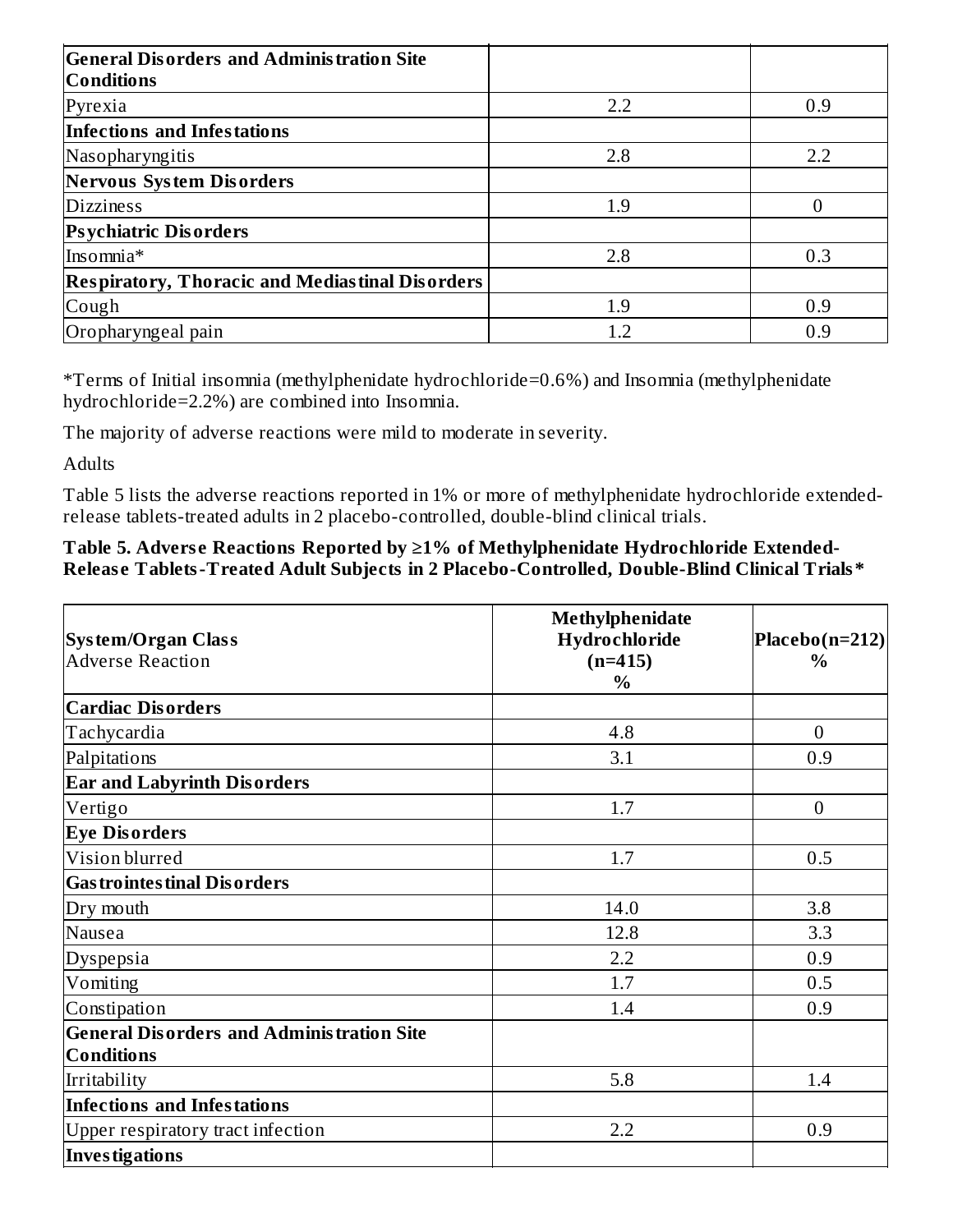| General Disorders and Administration Site Conditions | | |
|---|---|---|
| Pyrexia | 2.2 | 0.9 |
| **Infections and Infestations** | | |
| Nasopharyngitis | 2.8 | 2.2 |
| **Nervous System Disorders** | | |
| Dizziness | 1.9 | 0 |
| **Psychiatric Disorders** | | |
| Insomnia* | 2.8 | 0.3 |
| **Respiratory, Thoracic and Mediastinal Disorders** | | |
| Cough | 1.9 | 0.9 |
| Oropharyngeal pain | 1.2 | 0.9 |

*Terms of Initial insomnia (methylphenidate hydrochloride=0.6%) and Insomnia (methylphenidate hydrochloride=2.2%) are combined into Insomnia.

The majority of adverse reactions were mild to moderate in severity.

Adults

Table 5 lists the adverse reactions reported in 1% or more of methylphenidate hydrochloride extended-release tablets-treated adults in 2 placebo-controlled, double-blind clinical trials.

**Table 5. Adverse Reactions Reported by ≥1% of Methylphenidate Hydrochloride Extended-Release Tablets-Treated Adult Subjects in 2 Placebo-Controlled, Double-Blind Clinical Trials***

| **System/Organ Class** Adverse Reaction | **Methylphenidate Hydrochloride (n=415) %** | **Placebo(n=212) %** |
|---|---|---|
| **Cardiac Disorders** | | |
| Tachycardia | 4.8 | 0 |
| Palpitations | 3.1 | 0.9 |
| **Ear and Labyrinth Disorders** | | |
| Vertigo | 1.7 | 0 |
| **Eye Disorders** | | |
| Vision blurred | 1.7 | 0.5 |
| **Gastrointestinal Disorders** | | |
| Dry mouth | 14.0 | 3.8 |
| Nausea | 12.8 | 3.3 |
| Dyspepsia | 2.2 | 0.9 |
| Vomiting | 1.7 | 0.5 |
| Constipation | 1.4 | 0.9 |
| **General Disorders and Administration Site Conditions** | | |
| Irritability | 5.8 | 1.4 |
| **Infections and Infestations** | | |
| Upper respiratory tract infection | 2.2 | 0.9 |
| **Investigations** | | |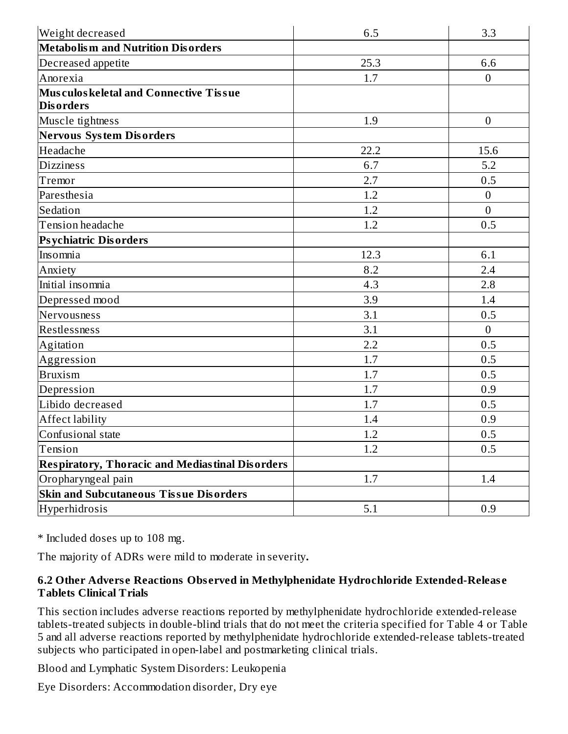| | | |
|---|---|---|
| Weight decreased | 6.5 | 3.3 |
| **Metabolism and Nutrition Disorders** | | |
| Decreased appetite | 25.3 | 6.6 |
| Anorexia | 1.7 | 0 |
| **Musculoskeletal and Connective Tissue Disorders** | | |
| Muscle tightness | 1.9 | 0 |
| **Nervous System Disorders** | | |
| Headache | 22.2 | 15.6 |
| Dizziness | 6.7 | 5.2 |
| Tremor | 2.7 | 0.5 |
| Paresthesia | 1.2 | 0 |
| Sedation | 1.2 | 0 |
| Tension headache | 1.2 | 0.5 |
| **Psychiatric Disorders** | | |
| Insomnia | 12.3 | 6.1 |
| Anxiety | 8.2 | 2.4 |
| Initial insomnia | 4.3 | 2.8 |
| Depressed mood | 3.9 | 1.4 |
| Nervousness | 3.1 | 0.5 |
| Restlessness | 3.1 | 0 |
| Agitation | 2.2 | 0.5 |
| Aggression | 1.7 | 0.5 |
| Bruxism | 1.7 | 0.5 |
| Depression | 1.7 | 0.9 |
| Libido decreased | 1.7 | 0.5 |
| Affect lability | 1.4 | 0.9 |
| Confusional state | 1.2 | 0.5 |
| Tension | 1.2 | 0.5 |
| **Respiratory, Thoracic and Mediastinal Disorders** | | |
| Oropharyngeal pain | 1.7 | 1.4 |
| **Skin and Subcutaneous Tissue Disorders** | | |
| Hyperhidrosis | 5.1 | 0.9 |

* Included doses up to 108 mg.

The majority of ADRs were mild to moderate in severity**.**

### 6.2 Other Adverse Reactions Observed in Methylphenidate Hydrochloride Extended-Release Tablets Clinical Trials

This section includes adverse reactions reported by methylphenidate hydrochloride extended-release tablets-treated subjects in double-blind trials that do not meet the criteria specified for Table 4 or Table 5 and all adverse reactions reported by methylphenidate hydrochloride extended-release tablets-treated subjects who participated in open-label and postmarketing clinical trials.

Blood and Lymphatic System Disorders: Leukopenia

Eye Disorders: Accommodation disorder, Dry eye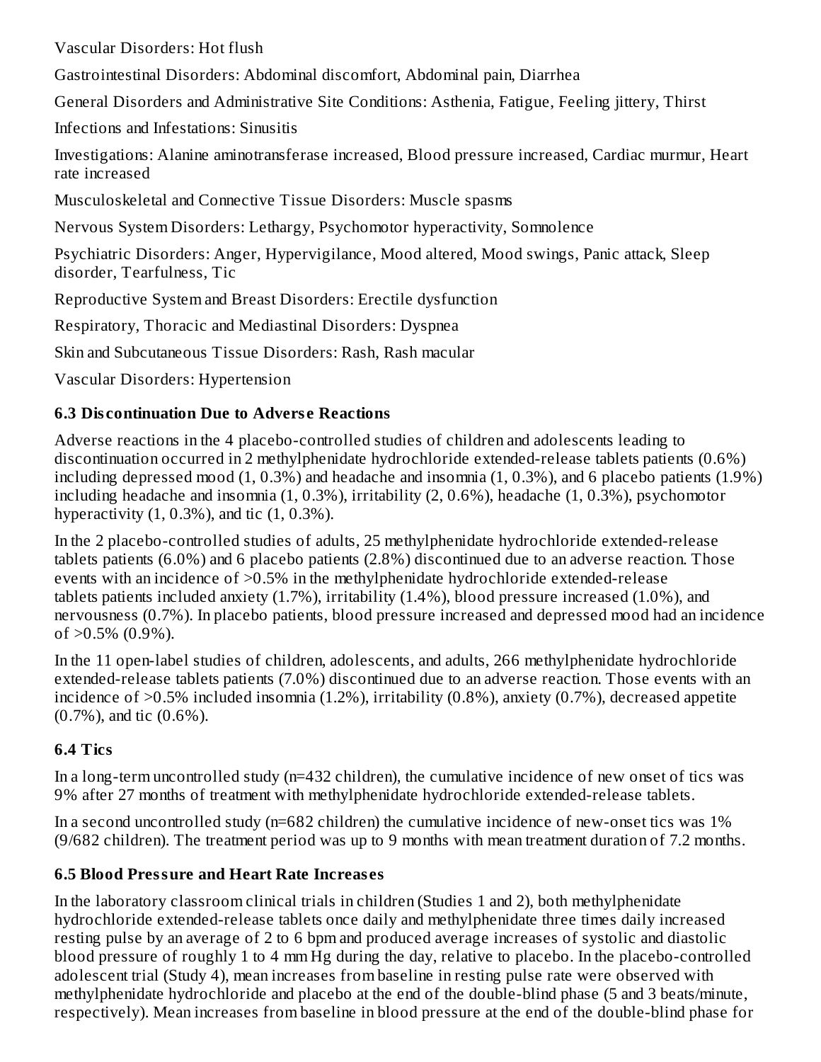Vascular Disorders: Hot flush

Gastrointestinal Disorders: Abdominal discomfort, Abdominal pain, Diarrhea

General Disorders and Administrative Site Conditions: Asthenia, Fatigue, Feeling jittery, Thirst

Infections and Infestations: Sinusitis

Investigations: Alanine aminotransferase increased, Blood pressure increased, Cardiac murmur, Heart rate increased

Musculoskeletal and Connective Tissue Disorders: Muscle spasms

Nervous System Disorders: Lethargy, Psychomotor hyperactivity, Somnolence

Psychiatric Disorders: Anger, Hypervigilance, Mood altered, Mood swings, Panic attack, Sleep disorder, Tearfulness, Tic

Reproductive System and Breast Disorders: Erectile dysfunction

Respiratory, Thoracic and Mediastinal Disorders: Dyspnea

Skin and Subcutaneous Tissue Disorders: Rash, Rash macular

Vascular Disorders: Hypertension

### 6.3 Discontinuation Due to Adverse Reactions

Adverse reactions in the 4 placebo-controlled studies of children and adolescents leading to discontinuation occurred in 2 methylphenidate hydrochloride extended-release tablets patients (0.6%) including depressed mood (1, 0.3%) and headache and insomnia (1, 0.3%), and 6 placebo patients (1.9%) including headache and insomnia (1, 0.3%), irritability (2, 0.6%), headache (1, 0.3%), psychomotor hyperactivity (1, 0.3%), and tic (1, 0.3%).

In the 2 placebo-controlled studies of adults, 25 methylphenidate hydrochloride extended-release tablets patients (6.0%) and 6 placebo patients (2.8%) discontinued due to an adverse reaction. Those events with an incidence of >0.5% in the methylphenidate hydrochloride extended-release tablets patients included anxiety (1.7%), irritability (1.4%), blood pressure increased (1.0%), and nervousness (0.7%). In placebo patients, blood pressure increased and depressed mood had an incidence of >0.5% (0.9%).

In the 11 open-label studies of children, adolescents, and adults, 266 methylphenidate hydrochloride extended-release tablets patients (7.0%) discontinued due to an adverse reaction. Those events with an incidence of >0.5% included insomnia (1.2%), irritability (0.8%), anxiety (0.7%), decreased appetite (0.7%), and tic (0.6%).

### 6.4 Tics

In a long-term uncontrolled study (n=432 children), the cumulative incidence of new onset of tics was 9% after 27 months of treatment with methylphenidate hydrochloride extended-release tablets.

In a second uncontrolled study (n=682 children) the cumulative incidence of new-onset tics was 1% (9/682 children). The treatment period was up to 9 months with mean treatment duration of 7.2 months.

### 6.5 Blood Pressure and Heart Rate Increases

In the laboratory classroom clinical trials in children (Studies 1 and 2), both methylphenidate hydrochloride extended-release tablets once daily and methylphenidate three times daily increased resting pulse by an average of 2 to 6 bpm and produced average increases of systolic and diastolic blood pressure of roughly 1 to 4 mm Hg during the day, relative to placebo. In the placebo-controlled adolescent trial (Study 4), mean increases from baseline in resting pulse rate were observed with methylphenidate hydrochloride and placebo at the end of the double-blind phase (5 and 3 beats/minute, respectively). Mean increases from baseline in blood pressure at the end of the double-blind phase for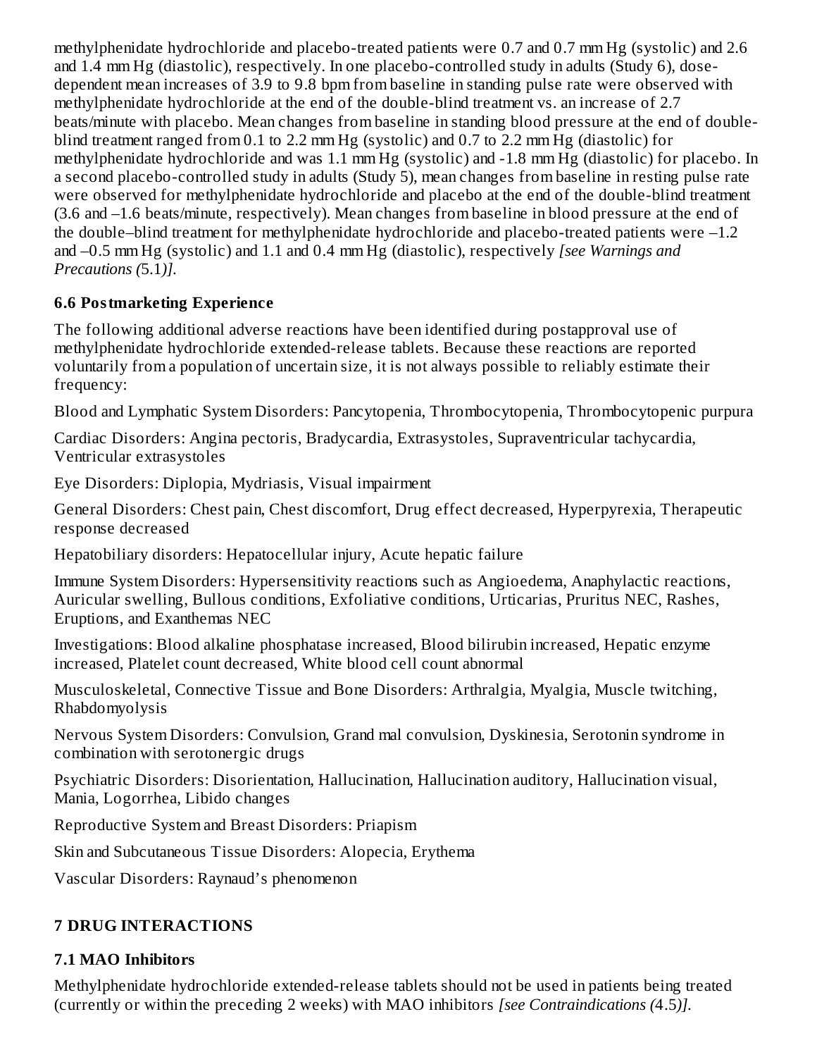methylphenidate hydrochloride and placebo-treated patients were 0.7 and 0.7 mm Hg (systolic) and 2.6 and 1.4 mm Hg (diastolic), respectively. In one placebo-controlled study in adults (Study 6), dose-dependent mean increases of 3.9 to 9.8 bpm from baseline in standing pulse rate were observed with methylphenidate hydrochloride at the end of the double-blind treatment vs. an increase of 2.7 beats/minute with placebo. Mean changes from baseline in standing blood pressure at the end of double-blind treatment ranged from 0.1 to 2.2 mm Hg (systolic) and 0.7 to 2.2 mm Hg (diastolic) for methylphenidate hydrochloride and was 1.1 mm Hg (systolic) and -1.8 mm Hg (diastolic) for placebo. In a second placebo-controlled study in adults (Study 5), mean changes from baseline in resting pulse rate were observed for methylphenidate hydrochloride and placebo at the end of the double-blind treatment (3.6 and –1.6 beats/minute, respectively). Mean changes from baseline in blood pressure at the end of the double–blind treatment for methylphenidate hydrochloride and placebo-treated patients were –1.2 and –0.5 mm Hg (systolic) and 1.1 and 0.4 mm Hg (diastolic), respectively *[see Warnings and Precautions (*5.1*)]*.

### 6.6 Postmarketing Experience

The following additional adverse reactions have been identified during postapproval use of methylphenidate hydrochloride extended-release tablets. Because these reactions are reported voluntarily from a population of uncertain size, it is not always possible to reliably estimate their frequency:

Blood and Lymphatic System Disorders: Pancytopenia, Thrombocytopenia, Thrombocytopenic purpura

Cardiac Disorders: Angina pectoris, Bradycardia, Extrasystoles, Supraventricular tachycardia, Ventricular extrasystoles

Eye Disorders: Diplopia, Mydriasis, Visual impairment

General Disorders: Chest pain, Chest discomfort, Drug effect decreased, Hyperpyrexia, Therapeutic response decreased

Hepatobiliary disorders: Hepatocellular injury, Acute hepatic failure

Immune System Disorders: Hypersensitivity reactions such as Angioedema, Anaphylactic reactions, Auricular swelling, Bullous conditions, Exfoliative conditions, Urticarias, Pruritus NEC, Rashes, Eruptions, and Exanthemas NEC

Investigations: Blood alkaline phosphatase increased, Blood bilirubin increased, Hepatic enzyme increased, Platelet count decreased, White blood cell count abnormal

Musculoskeletal, Connective Tissue and Bone Disorders: Arthralgia, Myalgia, Muscle twitching, Rhabdomyolysis

Nervous System Disorders: Convulsion, Grand mal convulsion, Dyskinesia, Serotonin syndrome in combination with serotonergic drugs

Psychiatric Disorders: Disorientation, Hallucination, Hallucination auditory, Hallucination visual, Mania, Logorrhea, Libido changes

Reproductive System and Breast Disorders: Priapism

Skin and Subcutaneous Tissue Disorders: Alopecia, Erythema

Vascular Disorders: Raynaud's phenomenon

## 7 DRUG INTERACTIONS

### 7.1 MAO Inhibitors

Methylphenidate hydrochloride extended-release tablets should not be used in patients being treated (currently or within the preceding 2 weeks) with MAO inhibitors *[see Contraindications (*4.5*)]*.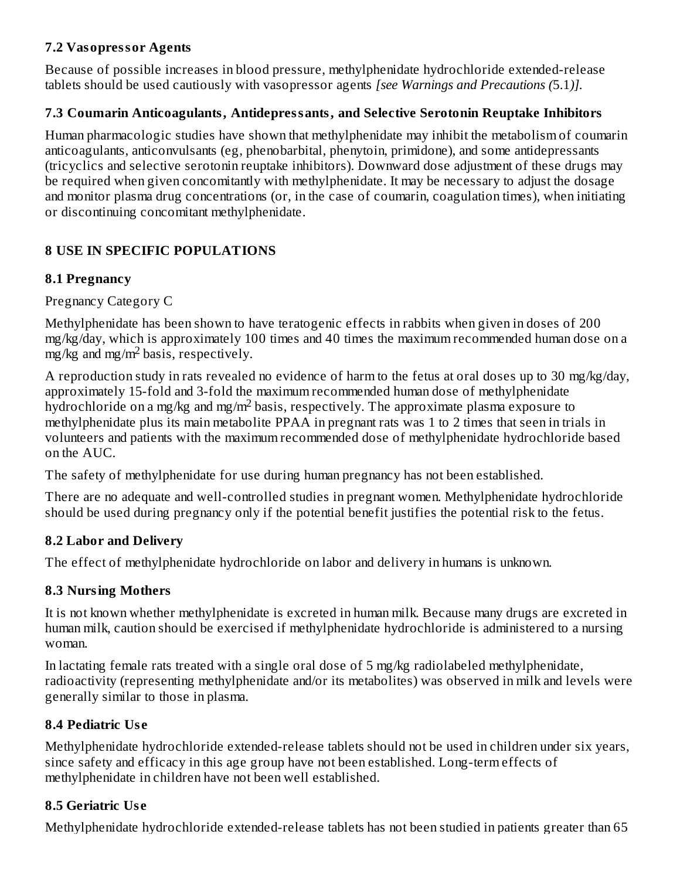### 7.2 Vasopressor Agents

Because of possible increases in blood pressure, methylphenidate hydrochloride extended-release tablets should be used cautiously with vasopressor agents *[see Warnings and Precautions (*5.1*)]*.

### 7.3 Coumarin Anticoagulants, Antidepressants, and Selective Serotonin Reuptake Inhibitors

Human pharmacologic studies have shown that methylphenidate may inhibit the metabolism of coumarin anticoagulants, anticonvulsants (eg, phenobarbital, phenytoin, primidone), and some antidepressants (tricyclics and selective serotonin reuptake inhibitors). Downward dose adjustment of these drugs may be required when given concomitantly with methylphenidate. It may be necessary to adjust the dosage and monitor plasma drug concentrations (or, in the case of coumarin, coagulation times), when initiating or discontinuing concomitant methylphenidate.

## 8 USE IN SPECIFIC POPULATIONS

### 8.1 Pregnancy

Pregnancy Category C

Methylphenidate has been shown to have teratogenic effects in rabbits when given in doses of 200 mg/kg/day, which is approximately 100 times and 40 times the maximum recommended human dose on a mg/kg and mg/$m^2$ basis, respectively.

A reproduction study in rats revealed no evidence of harm to the fetus at oral doses up to 30 mg/kg/day, approximately 15-fold and 3-fold the maximum recommended human dose of methylphenidate hydrochloride on a mg/kg and mg/$m^2$ basis, respectively. The approximate plasma exposure to methylphenidate plus its main metabolite PPAA in pregnant rats was 1 to 2 times that seen in trials in volunteers and patients with the maximum recommended dose of methylphenidate hydrochloride based on the AUC.

The safety of methylphenidate for use during human pregnancy has not been established.

There are no adequate and well-controlled studies in pregnant women. Methylphenidate hydrochloride should be used during pregnancy only if the potential benefit justifies the potential risk to the fetus.

### 8.2 Labor and Delivery

The effect of methylphenidate hydrochloride on labor and delivery in humans is unknown.

### 8.3 Nursing Mothers

It is not known whether methylphenidate is excreted in human milk. Because many drugs are excreted in human milk, caution should be exercised if methylphenidate hydrochloride is administered to a nursing woman.

In lactating female rats treated with a single oral dose of 5 mg/kg radiolabeled methylphenidate, radioactivity (representing methylphenidate and/or its metabolites) was observed in milk and levels were generally similar to those in plasma.

### 8.4 Pediatric Use

Methylphenidate hydrochloride extended-release tablets should not be used in children under six years, since safety and efficacy in this age group have not been established. Long-term effects of methylphenidate in children have not been well established.

### 8.5 Geriatric Use

Methylphenidate hydrochloride extended-release tablets has not been studied in patients greater than 65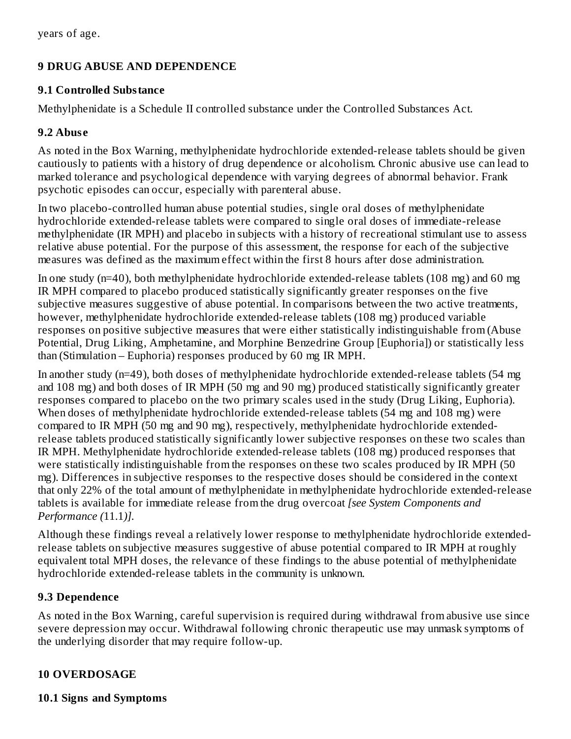years of age.

## 9 DRUG ABUSE AND DEPENDENCE

### 9.1 Controlled Substance

Methylphenidate is a Schedule II controlled substance under the Controlled Substances Act.

### 9.2 Abuse

As noted in the Box Warning, methylphenidate hydrochloride extended-release tablets should be given cautiously to patients with a history of drug dependence or alcoholism. Chronic abusive use can lead to marked tolerance and psychological dependence with varying degrees of abnormal behavior. Frank psychotic episodes can occur, especially with parenteral abuse.

In two placebo-controlled human abuse potential studies, single oral doses of methylphenidate hydrochloride extended-release tablets were compared to single oral doses of immediate-release methylphenidate (IR MPH) and placebo in subjects with a history of recreational stimulant use to assess relative abuse potential. For the purpose of this assessment, the response for each of the subjective measures was defined as the maximum effect within the first 8 hours after dose administration.

In one study (n=40), both methylphenidate hydrochloride extended-release tablets (108 mg) and 60 mg IR MPH compared to placebo produced statistically significantly greater responses on the five subjective measures suggestive of abuse potential. In comparisons between the two active treatments, however, methylphenidate hydrochloride extended-release tablets (108 mg) produced variable responses on positive subjective measures that were either statistically indistinguishable from (Abuse Potential, Drug Liking, Amphetamine, and Morphine Benzedrine Group [Euphoria]) or statistically less than (Stimulation – Euphoria) responses produced by 60 mg IR MPH.

In another study (n=49), both doses of methylphenidate hydrochloride extended-release tablets (54 mg and 108 mg) and both doses of IR MPH (50 mg and 90 mg) produced statistically significantly greater responses compared to placebo on the two primary scales used in the study (Drug Liking, Euphoria). When doses of methylphenidate hydrochloride extended-release tablets (54 mg and 108 mg) were compared to IR MPH (50 mg and 90 mg), respectively, methylphenidate hydrochloride extended-release tablets produced statistically significantly lower subjective responses on these two scales than IR MPH. Methylphenidate hydrochloride extended-release tablets (108 mg) produced responses that were statistically indistinguishable from the responses on these two scales produced by IR MPH (50 mg). Differences in subjective responses to the respective doses should be considered in the context that only 22% of the total amount of methylphenidate in methylphenidate hydrochloride extended-release tablets is available for immediate release from the drug overcoat *[see System Components and Performance (*11.1*)]*.

Although these findings reveal a relatively lower response to methylphenidate hydrochloride extended-release tablets on subjective measures suggestive of abuse potential compared to IR MPH at roughly equivalent total MPH doses, the relevance of these findings to the abuse potential of methylphenidate hydrochloride extended-release tablets in the community is unknown.

### 9.3 Dependence

As noted in the Box Warning, careful supervision is required during withdrawal from abusive use since severe depression may occur. Withdrawal following chronic therapeutic use may unmask symptoms of the underlying disorder that may require follow-up.

## 10 OVERDOSAGE

### 10.1 Signs and Symptoms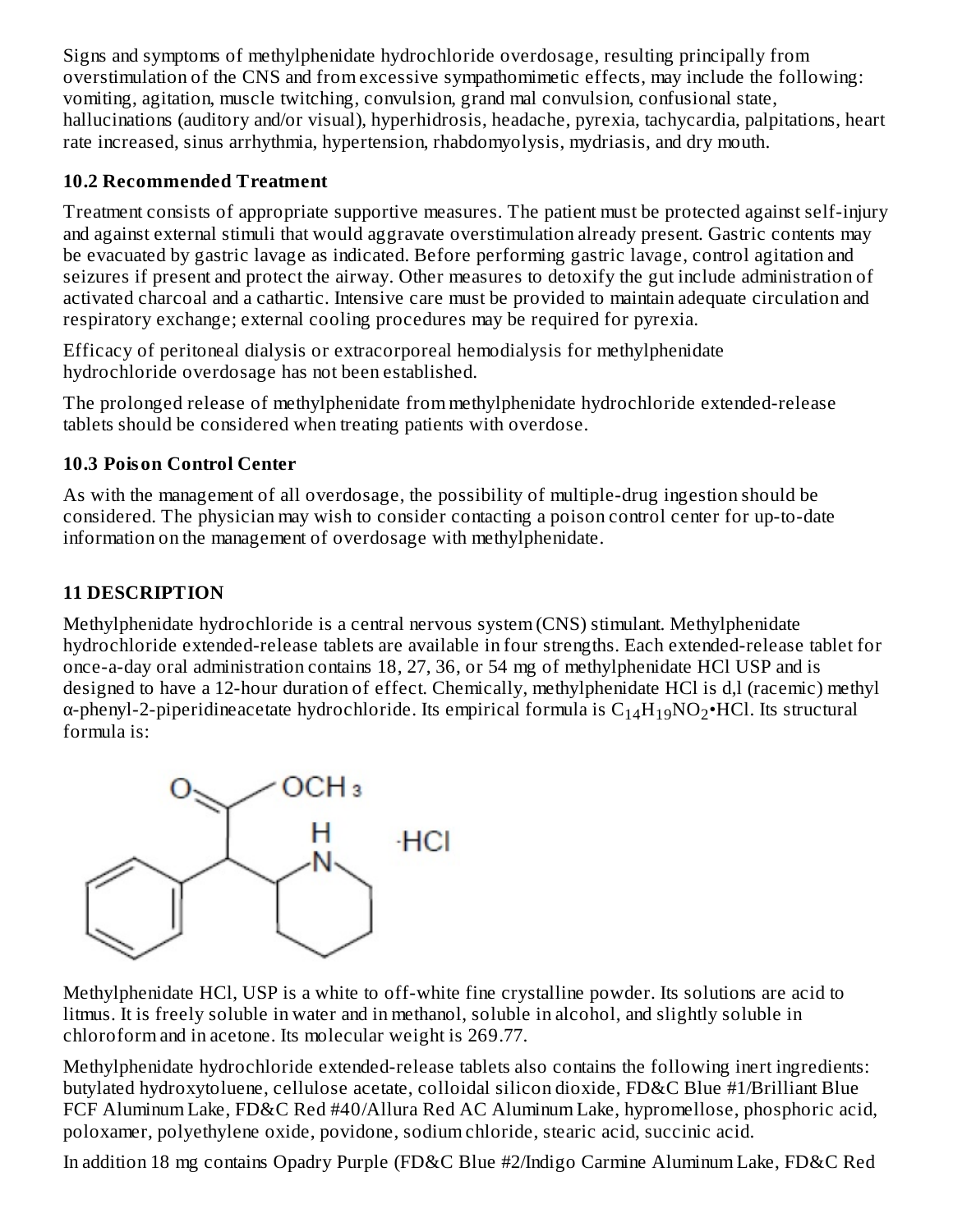Signs and symptoms of methylphenidate hydrochloride overdosage, resulting principally from overstimulation of the CNS and from excessive sympathomimetic effects, may include the following: vomiting, agitation, muscle twitching, convulsion, grand mal convulsion, confusional state, hallucinations (auditory and/or visual), hyperhidrosis, headache, pyrexia, tachycardia, palpitations, heart rate increased, sinus arrhythmia, hypertension, rhabdomyolysis, mydriasis, and dry mouth.

### 10.2 Recommended Treatment

Treatment consists of appropriate supportive measures. The patient must be protected against self-injury and against external stimuli that would aggravate overstimulation already present. Gastric contents may be evacuated by gastric lavage as indicated. Before performing gastric lavage, control agitation and seizures if present and protect the airway. Other measures to detoxify the gut include administration of activated charcoal and a cathartic. Intensive care must be provided to maintain adequate circulation and respiratory exchange; external cooling procedures may be required for pyrexia.

Efficacy of peritoneal dialysis or extracorporeal hemodialysis for methylphenidate hydrochloride overdosage has not been established.

The prolonged release of methylphenidate from methylphenidate hydrochloride extended-release tablets should be considered when treating patients with overdose.

### 10.3 Poison Control Center

As with the management of all overdosage, the possibility of multiple-drug ingestion should be considered. The physician may wish to consider contacting a poison control center for up-to-date information on the management of overdosage with methylphenidate.

## 11 DESCRIPTION

Methylphenidate hydrochloride is a central nervous system (CNS) stimulant. Methylphenidate hydrochloride extended-release tablets are available in four strengths. Each extended-release tablet for once-a-day oral administration contains 18, 27, 36, or 54 mg of methylphenidate HCl USP and is designed to have a 12-hour duration of effect. Chemically, methylphenidate HCl is d,l (racemic) methyl α-phenyl-2-piperidineacetate hydrochloride. Its empirical formula is $C_{14}H_{19}NO_2$•HCl. Its structural formula is:

Methylphenidate HCl, USP is a white to off-white fine crystalline powder. Its solutions are acid to litmus. It is freely soluble in water and in methanol, soluble in alcohol, and slightly soluble in chloroform and in acetone. Its molecular weight is 269.77.

Methylphenidate hydrochloride extended-release tablets also contains the following inert ingredients: butylated hydroxytoluene, cellulose acetate, colloidal silicon dioxide, FD&C Blue #1/Brilliant Blue FCF Aluminum Lake, FD&C Red #40/Allura Red AC Aluminum Lake, hypromellose, phosphoric acid, poloxamer, polyethylene oxide, povidone, sodium chloride, stearic acid, succinic acid.

In addition 18 mg contains Opadry Purple (FD&C Blue #2/Indigo Carmine Aluminum Lake, FD&C Red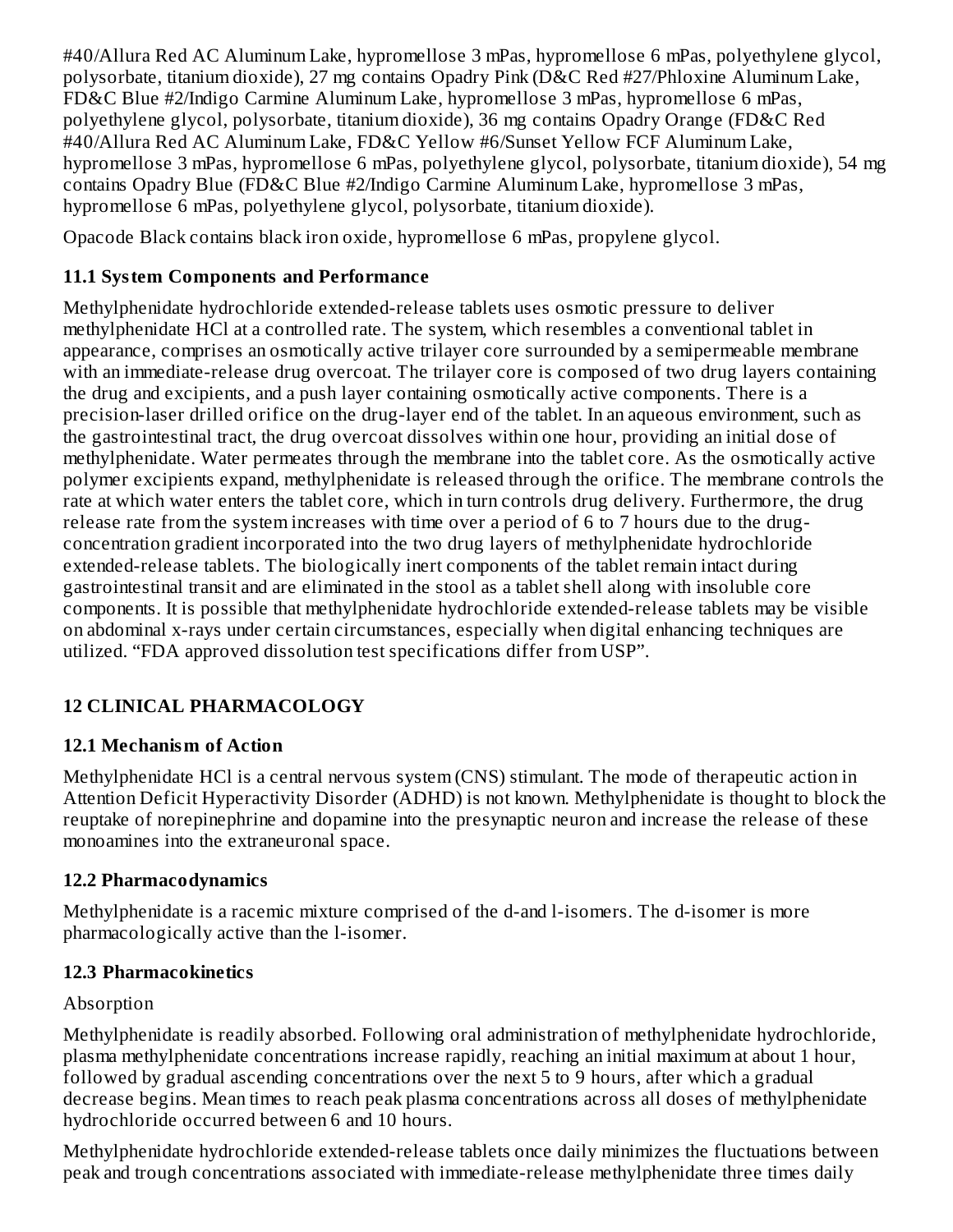#40/Allura Red AC Aluminum Lake, hypromellose 3 mPas, hypromellose 6 mPas, polyethylene glycol, polysorbate, titanium dioxide), 27 mg contains Opadry Pink (D&C Red #27/Phloxine Aluminum Lake, FD&C Blue #2/Indigo Carmine Aluminum Lake, hypromellose 3 mPas, hypromellose 6 mPas, polyethylene glycol, polysorbate, titanium dioxide), 36 mg contains Opadry Orange (FD&C Red #40/Allura Red AC Aluminum Lake, FD&C Yellow #6/Sunset Yellow FCF Aluminum Lake, hypromellose 3 mPas, hypromellose 6 mPas, polyethylene glycol, polysorbate, titanium dioxide), 54 mg contains Opadry Blue (FD&C Blue #2/Indigo Carmine Aluminum Lake, hypromellose 3 mPas, hypromellose 6 mPas, polyethylene glycol, polysorbate, titanium dioxide).

Opacode Black contains black iron oxide, hypromellose 6 mPas, propylene glycol.

### 11.1 System Components and Performance

Methylphenidate hydrochloride extended-release tablets uses osmotic pressure to deliver methylphenidate HCl at a controlled rate. The system, which resembles a conventional tablet in appearance, comprises an osmotically active trilayer core surrounded by a semipermeable membrane with an immediate-release drug overcoat. The trilayer core is composed of two drug layers containing the drug and excipients, and a push layer containing osmotically active components. There is a precision-laser drilled orifice on the drug-layer end of the tablet. In an aqueous environment, such as the gastrointestinal tract, the drug overcoat dissolves within one hour, providing an initial dose of methylphenidate. Water permeates through the membrane into the tablet core. As the osmotically active polymer excipients expand, methylphenidate is released through the orifice. The membrane controls the rate at which water enters the tablet core, which in turn controls drug delivery. Furthermore, the drug release rate from the system increases with time over a period of 6 to 7 hours due to the drug-concentration gradient incorporated into the two drug layers of methylphenidate hydrochloride extended-release tablets. The biologically inert components of the tablet remain intact during gastrointestinal transit and are eliminated in the stool as a tablet shell along with insoluble core components. It is possible that methylphenidate hydrochloride extended-release tablets may be visible on abdominal x-rays under certain circumstances, especially when digital enhancing techniques are utilized. “FDA approved dissolution test specifications differ from USP”.

## 12 CLINICAL PHARMACOLOGY

### 12.1 Mechanism of Action

Methylphenidate HCl is a central nervous system (CNS) stimulant. The mode of therapeutic action in Attention Deficit Hyperactivity Disorder (ADHD) is not known. Methylphenidate is thought to block the reuptake of norepinephrine and dopamine into the presynaptic neuron and increase the release of these monoamines into the extraneuronal space.

### 12.2 Pharmacodynamics

Methylphenidate is a racemic mixture comprised of the d-and l-isomers. The d-isomer is more pharmacologically active than the l-isomer.

### 12.3 Pharmacokinetics

Absorption

Methylphenidate is readily absorbed. Following oral administration of methylphenidate hydrochloride, plasma methylphenidate concentrations increase rapidly, reaching an initial maximum at about 1 hour, followed by gradual ascending concentrations over the next 5 to 9 hours, after which a gradual decrease begins. Mean times to reach peak plasma concentrations across all doses of methylphenidate hydrochloride occurred between 6 and 10 hours.

Methylphenidate hydrochloride extended-release tablets once daily minimizes the fluctuations between peak and trough concentrations associated with immediate-release methylphenidate three times daily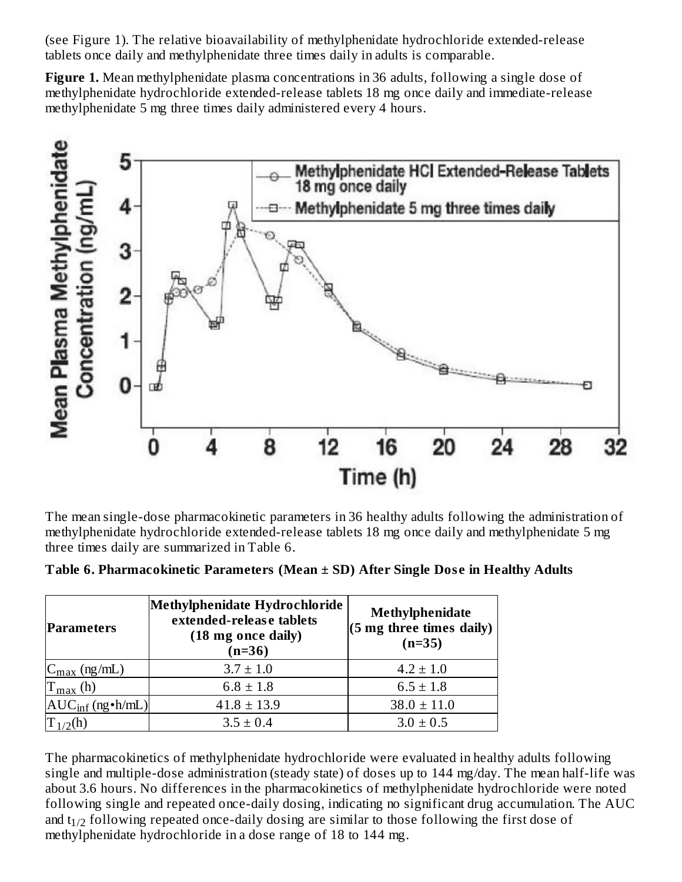(see Figure 1). The relative bioavailability of methylphenidate hydrochloride extended-release tablets once daily and methylphenidate three times daily in adults is comparable.

**Figure 1.** Mean methylphenidate plasma concentrations in 36 adults, following a single dose of methylphenidate hydrochloride extended-release tablets 18 mg once daily and immediate-release methylphenidate 5 mg three times daily administered every 4 hours.

The mean single-dose pharmacokinetic parameters in 36 healthy adults following the administration of methylphenidate hydrochloride extended-release tablets 18 mg once daily and methylphenidate 5 mg three times daily are summarized in Table 6.

**Table 6. Pharmacokinetic Parameters (Mean ± SD) After Single Dose in Healthy Adults**

| **Parameters** | **Methylphenidate Hydrochloride extended-release tablets (18 mg once daily) (n=36)** | **Methylphenidate (5 mg three times daily) (n=35)** |
|---|---|---|
| $C_{max}$ (ng/mL) | 3.7 ± 1.0 | 4.2 ± 1.0 |
| $T_{max}$ (h) | 6.8 ± 1.8 | 6.5 ± 1.8 |
| $AUC_{inf}$ (ng•h/mL) | 41.8 ± 13.9 | 38.0 ± 11.0 |
| $T_{1/2}$(h) | 3.5 ± 0.4 | 3.0 ± 0.5 |

The pharmacokinetics of methylphenidate hydrochloride were evaluated in healthy adults following single and multiple-dose administration (steady state) of doses up to 144 mg/day. The mean half-life was about 3.6 hours. No differences in the pharmacokinetics of methylphenidate hydrochloride were noted following single and repeated once-daily dosing, indicating no significant drug accumulation. The AUC and $t_{1/2}$ following repeated once-daily dosing are similar to those following the first dose of methylphenidate hydrochloride in a dose range of 18 to 144 mg.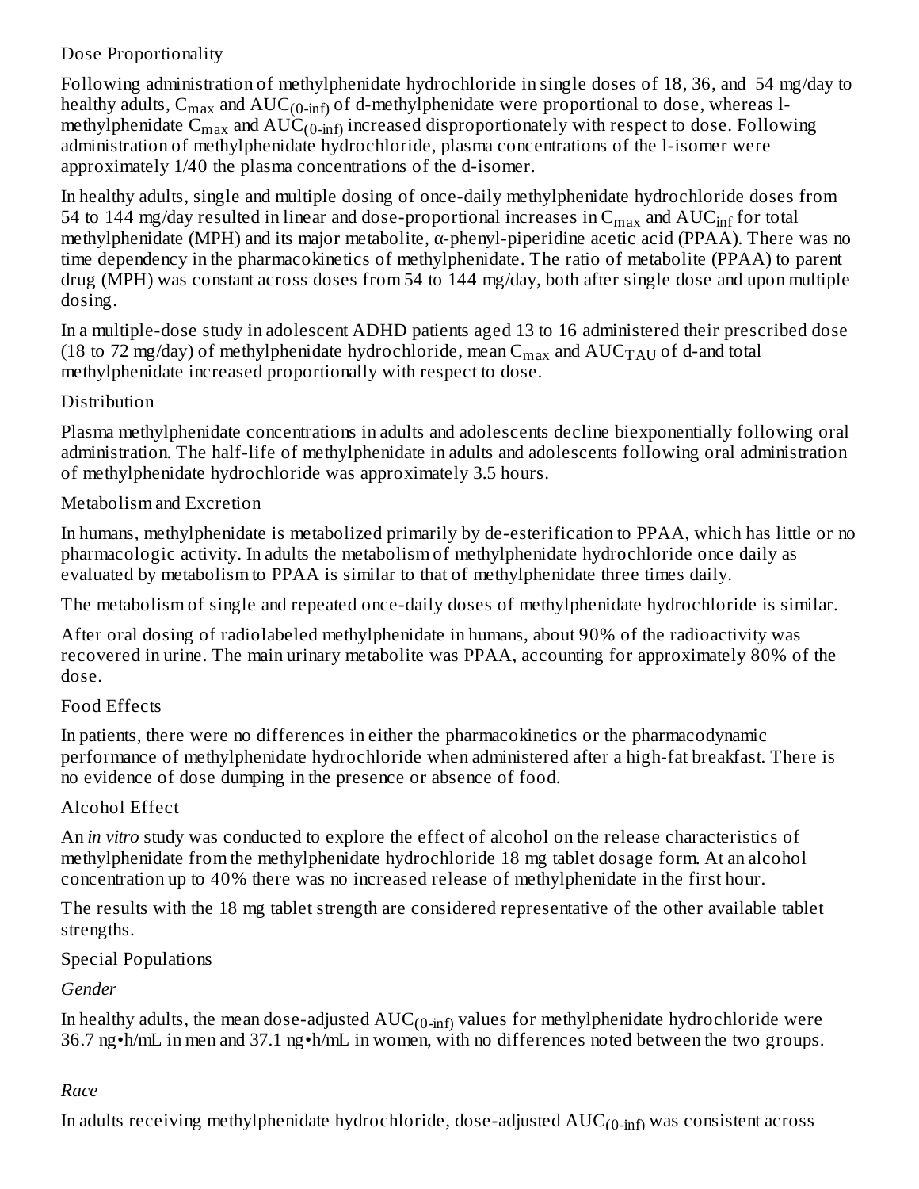### Dose Proportionality

Following administration of methylphenidate hydrochloride in single doses of 18, 36, and 54 mg/day to healthy adults, $C_{max}$ and $AUC_{(0\text{-inf})}$ of d-methylphenidate were proportional to dose, whereas l-methylphenidate $C_{max}$ and $AUC_{(0\text{-inf})}$ increased disproportionately with respect to dose. Following administration of methylphenidate hydrochloride, plasma concentrations of the l-isomer were approximately 1/40 the plasma concentrations of the d-isomer.

In healthy adults, single and multiple dosing of once-daily methylphenidate hydrochloride doses from 54 to 144 mg/day resulted in linear and dose-proportional increases in $C_{max}$ and $AUC_{inf}$ for total methylphenidate (MPH) and its major metabolite, α-phenyl-piperidine acetic acid (PPAA). There was no time dependency in the pharmacokinetics of methylphenidate. The ratio of metabolite (PPAA) to parent drug (MPH) was constant across doses from 54 to 144 mg/day, both after single dose and upon multiple dosing.

In a multiple-dose study in adolescent ADHD patients aged 13 to 16 administered their prescribed dose (18 to 72 mg/day) of methylphenidate hydrochloride, mean $C_{max}$ and $AUC_{TAU}$ of d-and total methylphenidate increased proportionally with respect to dose.

### Distribution

Plasma methylphenidate concentrations in adults and adolescents decline biexponentially following oral administration. The half-life of methylphenidate in adults and adolescents following oral administration of methylphenidate hydrochloride was approximately 3.5 hours.

### Metabolism and Excretion

In humans, methylphenidate is metabolized primarily by de-esterification to PPAA, which has little or no pharmacologic activity. In adults the metabolism of methylphenidate hydrochloride once daily as evaluated by metabolism to PPAA is similar to that of methylphenidate three times daily.

The metabolism of single and repeated once-daily doses of methylphenidate hydrochloride is similar.

After oral dosing of radiolabeled methylphenidate in humans, about 90% of the radioactivity was recovered in urine. The main urinary metabolite was PPAA, accounting for approximately 80% of the dose.

### Food Effects

In patients, there were no differences in either the pharmacokinetics or the pharmacodynamic performance of methylphenidate hydrochloride when administered after a high-fat breakfast. There is no evidence of dose dumping in the presence or absence of food.

### Alcohol Effect

An *in vitro* study was conducted to explore the effect of alcohol on the release characteristics of methylphenidate from the methylphenidate hydrochloride 18 mg tablet dosage form. At an alcohol concentration up to 40% there was no increased release of methylphenidate in the first hour.

The results with the 18 mg tablet strength are considered representative of the other available tablet strengths.

### Special Populations

*Gender*

In healthy adults, the mean dose-adjusted $AUC_{(0\text{-inf})}$ values for methylphenidate hydrochloride were 36.7 ng•h/mL in men and 37.1 ng•h/mL in women, with no differences noted between the two groups.

*Race*

In adults receiving methylphenidate hydrochloride, dose-adjusted $AUC_{(0\text{-inf})}$ was consistent across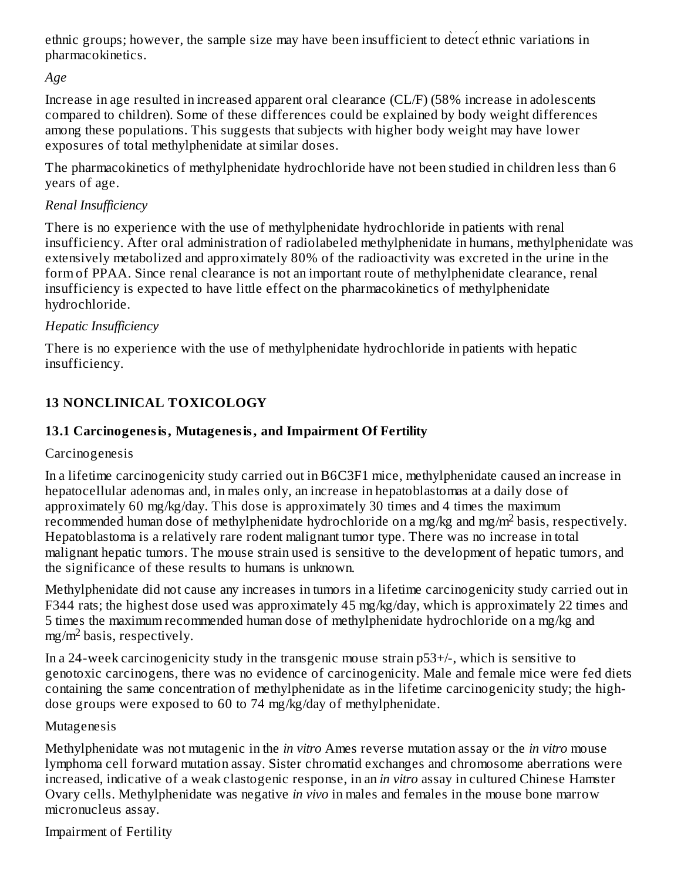ethnic groups; however, the sample size may have been insufficient to detect ethnic variations in pharmacokinetics.

*Age*

Increase in age resulted in increased apparent oral clearance (CL/F) (58% increase in adolescents compared to children). Some of these differences could be explained by body weight differences among these populations. This suggests that subjects with higher body weight may have lower exposures of total methylphenidate at similar doses.

The pharmacokinetics of methylphenidate hydrochloride have not been studied in children less than 6 years of age.

*Renal Insufficiency*

There is no experience with the use of methylphenidate hydrochloride in patients with renal insufficiency. After oral administration of radiolabeled methylphenidate in humans, methylphenidate was extensively metabolized and approximately 80% of the radioactivity was excreted in the urine in the form of PPAA. Since renal clearance is not an important route of methylphenidate clearance, renal insufficiency is expected to have little effect on the pharmacokinetics of methylphenidate hydrochloride.

*Hepatic Insufficiency*

There is no experience with the use of methylphenidate hydrochloride in patients with hepatic insufficiency.

## 13 NONCLINICAL TOXICOLOGY

### 13.1 Carcinogenesis, Mutagenesis, and Impairment Of Fertility

Carcinogenesis

In a lifetime carcinogenicity study carried out in B6C3F1 mice, methylphenidate caused an increase in hepatocellular adenomas and, in males only, an increase in hepatoblastomas at a daily dose of approximately 60 mg/kg/day. This dose is approximately 30 times and 4 times the maximum recommended human dose of methylphenidate hydrochloride on a mg/kg and mg/m$^2$ basis, respectively. Hepatoblastoma is a relatively rare rodent malignant tumor type. There was no increase in total malignant hepatic tumors. The mouse strain used is sensitive to the development of hepatic tumors, and the significance of these results to humans is unknown.

Methylphenidate did not cause any increases in tumors in a lifetime carcinogenicity study carried out in F344 rats; the highest dose used was approximately 45 mg/kg/day, which is approximately 22 times and 5 times the maximum recommended human dose of methylphenidate hydrochloride on a mg/kg and mg/m$^2$ basis, respectively.

In a 24-week carcinogenicity study in the transgenic mouse strain p53+/-, which is sensitive to genotoxic carcinogens, there was no evidence of carcinogenicity. Male and female mice were fed diets containing the same concentration of methylphenidate as in the lifetime carcinogenicity study; the high-dose groups were exposed to 60 to 74 mg/kg/day of methylphenidate.

Mutagenesis

Methylphenidate was not mutagenic in the *in vitro* Ames reverse mutation assay or the *in vitro* mouse lymphoma cell forward mutation assay. Sister chromatid exchanges and chromosome aberrations were increased, indicative of a weak clastogenic response, in an *in vitro* assay in cultured Chinese Hamster Ovary cells. Methylphenidate was negative *in vivo* in males and females in the mouse bone marrow micronucleus assay.

Impairment of Fertility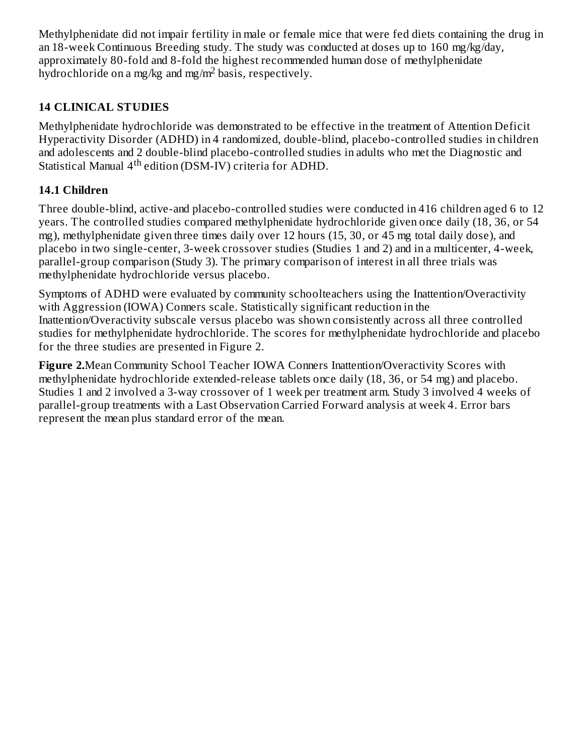Methylphenidate did not impair fertility in male or female mice that were fed diets containing the drug in an 18-week Continuous Breeding study. The study was conducted at doses up to 160 mg/kg/day, approximately 80-fold and 8-fold the highest recommended human dose of methylphenidate hydrochloride on a mg/kg and mg/m$^2$ basis, respectively.

## 14 CLINICAL STUDIES

Methylphenidate hydrochloride was demonstrated to be effective in the treatment of Attention Deficit Hyperactivity Disorder (ADHD) in 4 randomized, double-blind, placebo-controlled studies in children and adolescents and 2 double-blind placebo-controlled studies in adults who met the Diagnostic and Statistical Manual 4$^{th}$ edition (DSM-IV) criteria for ADHD.

### 14.1 Children

Three double-blind, active-and placebo-controlled studies were conducted in 416 children aged 6 to 12 years. The controlled studies compared methylphenidate hydrochloride given once daily (18, 36, or 54 mg), methylphenidate given three times daily over 12 hours (15, 30, or 45 mg total daily dose), and placebo in two single-center, 3-week crossover studies (Studies 1 and 2) and in a multicenter, 4-week, parallel-group comparison (Study 3). The primary comparison of interest in all three trials was methylphenidate hydrochloride versus placebo.

Symptoms of ADHD were evaluated by community schoolteachers using the Inattention/Overactivity with Aggression (IOWA) Conners scale. Statistically significant reduction in the Inattention/Overactivity subscale versus placebo was shown consistently across all three controlled studies for methylphenidate hydrochloride. The scores for methylphenidate hydrochloride and placebo for the three studies are presented in Figure 2.

**Figure 2.** Mean Community School Teacher IOWA Conners Inattention/Overactivity Scores with methylphenidate hydrochloride extended-release tablets once daily (18, 36, or 54 mg) and placebo. Studies 1 and 2 involved a 3-way crossover of 1 week per treatment arm. Study 3 involved 4 weeks of parallel-group treatments with a Last Observation Carried Forward analysis at week 4. Error bars represent the mean plus standard error of the mean.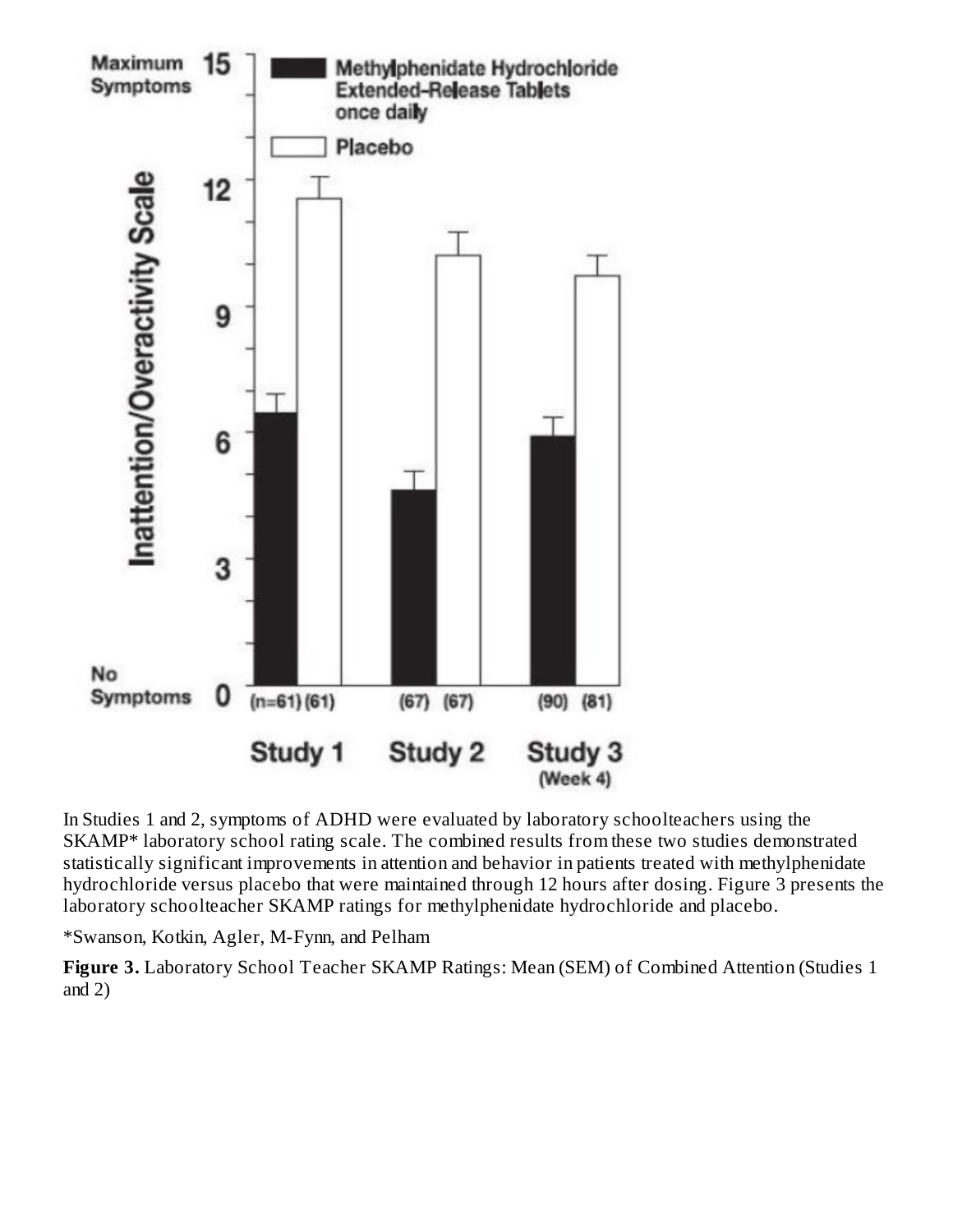In Studies 1 and 2, symptoms of ADHD were evaluated by laboratory schoolteachers using the SKAMP* laboratory school rating scale. The combined results from these two studies demonstrated statistically significant improvements in attention and behavior in patients treated with methylphenidate hydrochloride versus placebo that were maintained through 12 hours after dosing. Figure 3 presents the laboratory schoolteacher SKAMP ratings for methylphenidate hydrochloride and placebo.

*Swanson, Kotkin, Agler, M-Fynn, and Pelham

**Figure 3.** Laboratory School Teacher SKAMP Ratings: Mean (SEM) of Combined Attention (Studies 1 and 2)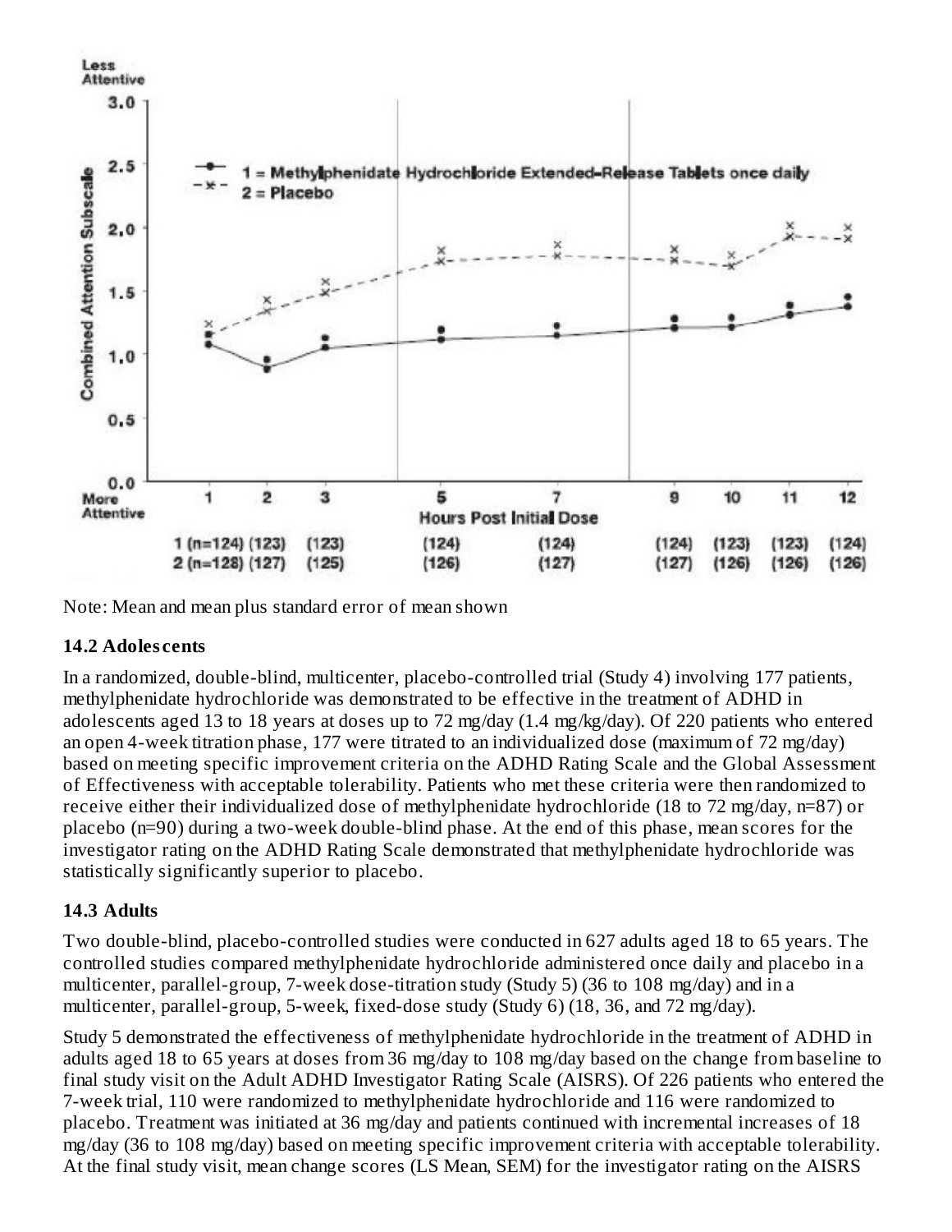Note: Mean and mean plus standard error of mean shown

### 14.2 Adolescents

In a randomized, double-blind, multicenter, placebo-controlled trial (Study 4) involving 177 patients, methylphenidate hydrochloride was demonstrated to be effective in the treatment of ADHD in adolescents aged 13 to 18 years at doses up to 72 mg/day (1.4 mg/kg/day). Of 220 patients who entered an open 4-week titration phase, 177 were titrated to an individualized dose (maximum of 72 mg/day) based on meeting specific improvement criteria on the ADHD Rating Scale and the Global Assessment of Effectiveness with acceptable tolerability. Patients who met these criteria were then randomized to receive either their individualized dose of methylphenidate hydrochloride (18 to 72 mg/day, n=87) or placebo (n=90) during a two-week double-blind phase. At the end of this phase, mean scores for the investigator rating on the ADHD Rating Scale demonstrated that methylphenidate hydrochloride was statistically significantly superior to placebo.

### 14.3 Adults

Two double-blind, placebo-controlled studies were conducted in 627 adults aged 18 to 65 years. The controlled studies compared methylphenidate hydrochloride administered once daily and placebo in a multicenter, parallel-group, 7-week dose-titration study (Study 5) (36 to 108 mg/day) and in a multicenter, parallel-group, 5-week, fixed-dose study (Study 6) (18, 36, and 72 mg/day).

Study 5 demonstrated the effectiveness of methylphenidate hydrochloride in the treatment of ADHD in adults aged 18 to 65 years at doses from 36 mg/day to 108 mg/day based on the change from baseline to final study visit on the Adult ADHD Investigator Rating Scale (AISRS). Of 226 patients who entered the 7-week trial, 110 were randomized to methylphenidate hydrochloride and 116 were randomized to placebo. Treatment was initiated at 36 mg/day and patients continued with incremental increases of 18 mg/day (36 to 108 mg/day) based on meeting specific improvement criteria with acceptable tolerability. At the final study visit, mean change scores (LS Mean, SEM) for the investigator rating on the AISRS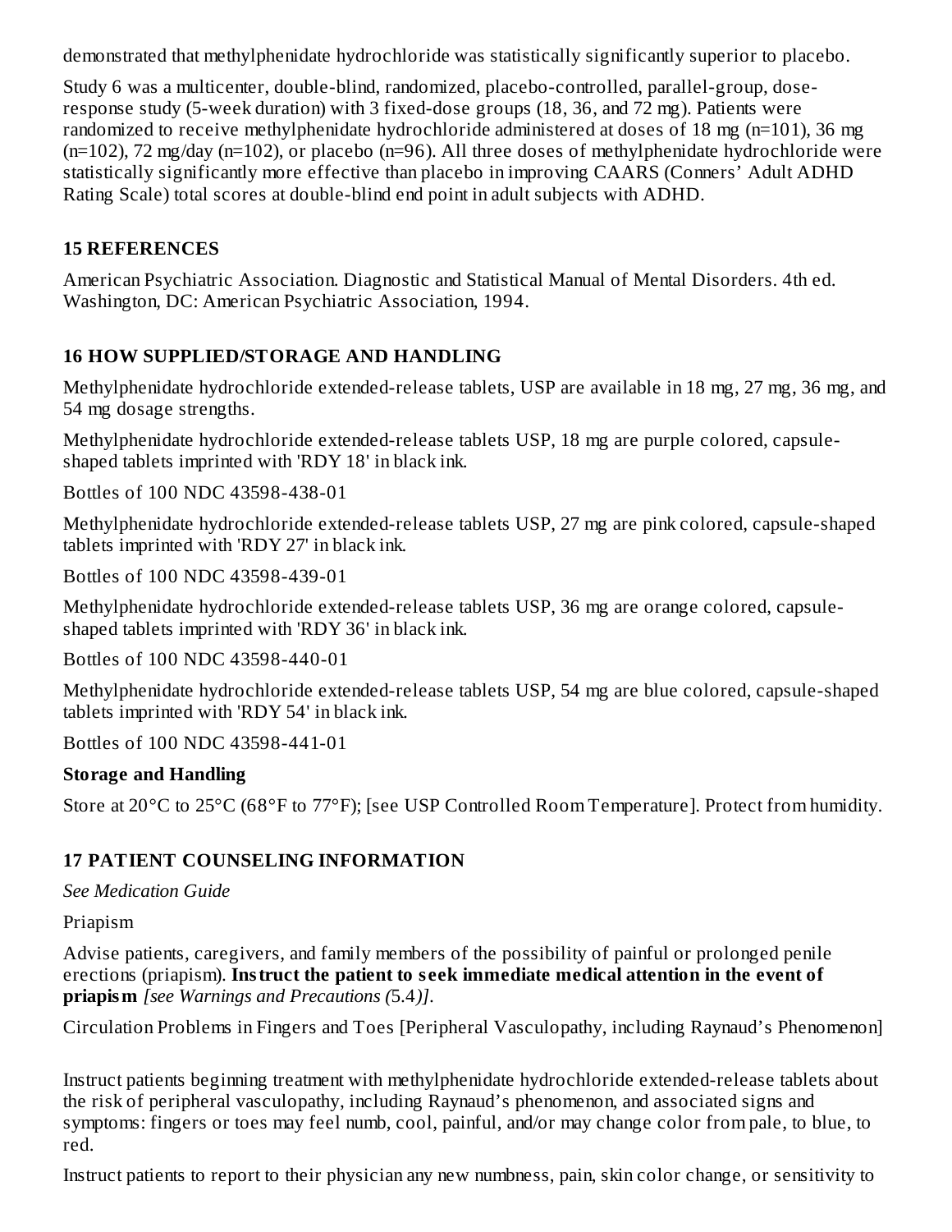demonstrated that methylphenidate hydrochloride was statistically significantly superior to placebo.

Study 6 was a multicenter, double-blind, randomized, placebo-controlled, parallel-group, dose-response study (5-week duration) with 3 fixed-dose groups (18, 36, and 72 mg). Patients were randomized to receive methylphenidate hydrochloride administered at doses of 18 mg (n=101), 36 mg (n=102), 72 mg/day (n=102), or placebo (n=96). All three doses of methylphenidate hydrochloride were statistically significantly more effective than placebo in improving CAARS (Conners' Adult ADHD Rating Scale) total scores at double-blind end point in adult subjects with ADHD.

## 15 REFERENCES

American Psychiatric Association. Diagnostic and Statistical Manual of Mental Disorders. 4th ed. Washington, DC: American Psychiatric Association, 1994.

## 16 HOW SUPPLIED/STORAGE AND HANDLING

Methylphenidate hydrochloride extended-release tablets, USP are available in 18 mg, 27 mg, 36 mg, and 54 mg dosage strengths.

Methylphenidate hydrochloride extended-release tablets USP, 18 mg are purple colored, capsule-shaped tablets imprinted with 'RDY 18' in black ink.

Bottles of 100 NDC 43598-438-01

Methylphenidate hydrochloride extended-release tablets USP, 27 mg are pink colored, capsule-shaped tablets imprinted with 'RDY 27' in black ink.

Bottles of 100 NDC 43598-439-01

Methylphenidate hydrochloride extended-release tablets USP, 36 mg are orange colored, capsule-shaped tablets imprinted with 'RDY 36' in black ink.

Bottles of 100 NDC 43598-440-01

Methylphenidate hydrochloride extended-release tablets USP, 54 mg are blue colored, capsule-shaped tablets imprinted with 'RDY 54' in black ink.

Bottles of 100 NDC 43598-441-01

**Storage and Handling**

Store at 20°C to 25°C (68°F to 77°F); [see USP Controlled Room Temperature]. Protect from humidity.

## 17 PATIENT COUNSELING INFORMATION

*See Medication Guide*

Priapism

Advise patients, caregivers, and family members of the possibility of painful or prolonged penile erections (priapism). **Instruct the patient to seek immediate medical attention in the event of priapism** *[see Warnings and Precautions (*5.4*)]*.

Circulation Problems in Fingers and Toes [Peripheral Vasculopathy, including Raynaud's Phenomenon]

Instruct patients beginning treatment with methylphenidate hydrochloride extended-release tablets about the risk of peripheral vasculopathy, including Raynaud's phenomenon, and associated signs and symptoms: fingers or toes may feel numb, cool, painful, and/or may change color from pale, to blue, to red.

Instruct patients to report to their physician any new numbness, pain, skin color change, or sensitivity to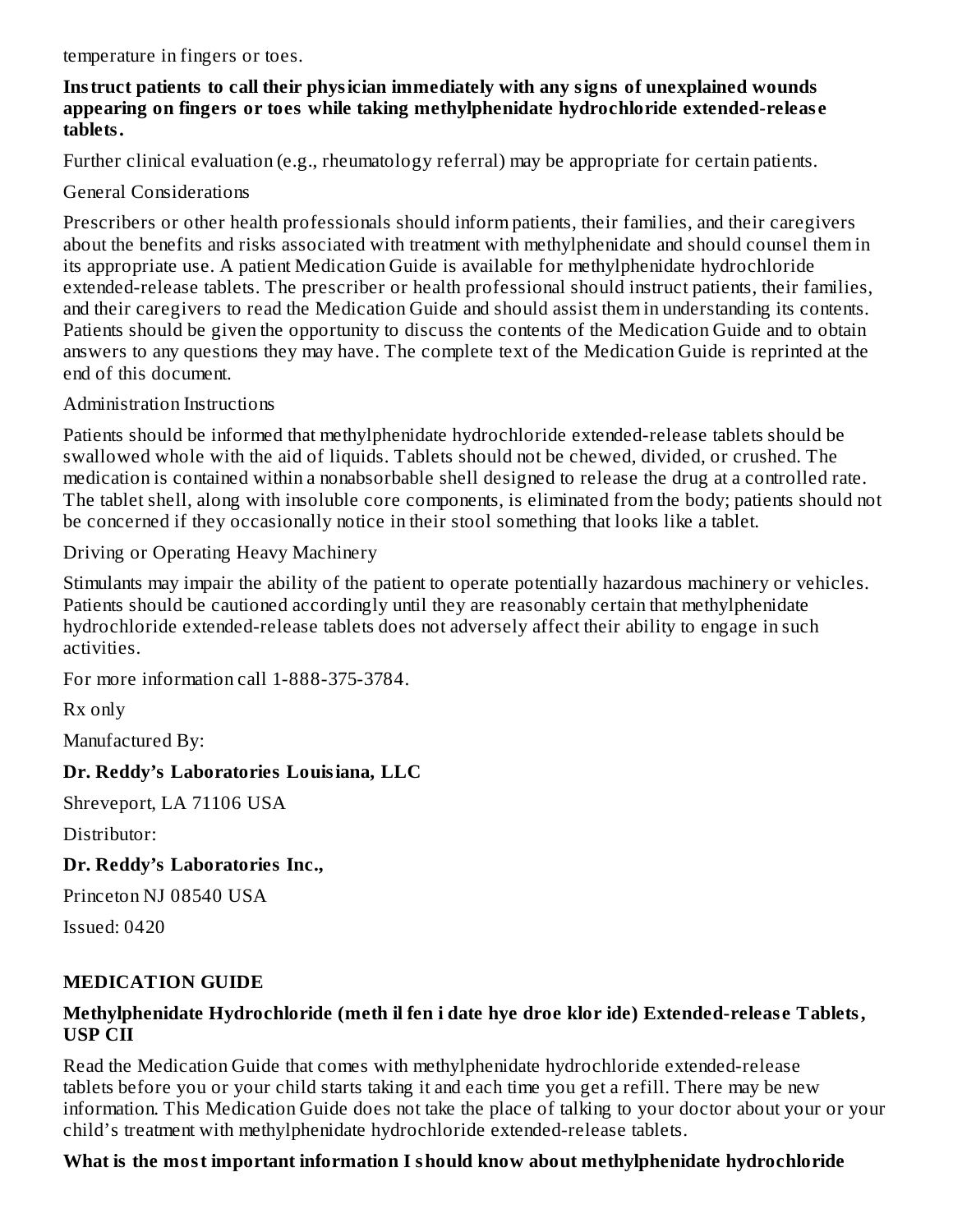temperature in fingers or toes.

**Instruct patients to call their physician immediately with any signs of unexplained wounds appearing on fingers or toes while taking methylphenidate hydrochloride extended-release tablets.**

Further clinical evaluation (e.g., rheumatology referral) may be appropriate for certain patients.

General Considerations

Prescribers or other health professionals should inform patients, their families, and their caregivers about the benefits and risks associated with treatment with methylphenidate and should counsel them in its appropriate use. A patient Medication Guide is available for methylphenidate hydrochloride extended-release tablets. The prescriber or health professional should instruct patients, their families, and their caregivers to read the Medication Guide and should assist them in understanding its contents. Patients should be given the opportunity to discuss the contents of the Medication Guide and to obtain answers to any questions they may have. The complete text of the Medication Guide is reprinted at the end of this document.

Administration Instructions

Patients should be informed that methylphenidate hydrochloride extended-release tablets should be swallowed whole with the aid of liquids. Tablets should not be chewed, divided, or crushed. The medication is contained within a nonabsorbable shell designed to release the drug at a controlled rate. The tablet shell, along with insoluble core components, is eliminated from the body; patients should not be concerned if they occasionally notice in their stool something that looks like a tablet.

Driving or Operating Heavy Machinery

Stimulants may impair the ability of the patient to operate potentially hazardous machinery or vehicles. Patients should be cautioned accordingly until they are reasonably certain that methylphenidate hydrochloride extended-release tablets does not adversely affect their ability to engage in such activities.

For more information call 1-888-375-3784.

Rx only

Manufactured By:

**Dr. Reddy's Laboratories Louisiana, LLC**

Shreveport, LA 71106 USA

Distributor:

**Dr. Reddy's Laboratories Inc.,**

Princeton NJ 08540 USA

Issued: 0420

## MEDICATION GUIDE

**Methylphenidate Hydrochloride (meth il fen i date hye droe klor ide) Extended-release Tablets, USP CII**

Read the Medication Guide that comes with methylphenidate hydrochloride extended-release tablets before you or your child starts taking it and each time you get a refill. There may be new information. This Medication Guide does not take the place of talking to your doctor about your or your child's treatment with methylphenidate hydrochloride extended-release tablets.

**What is the most important information I should know about methylphenidate hydrochloride**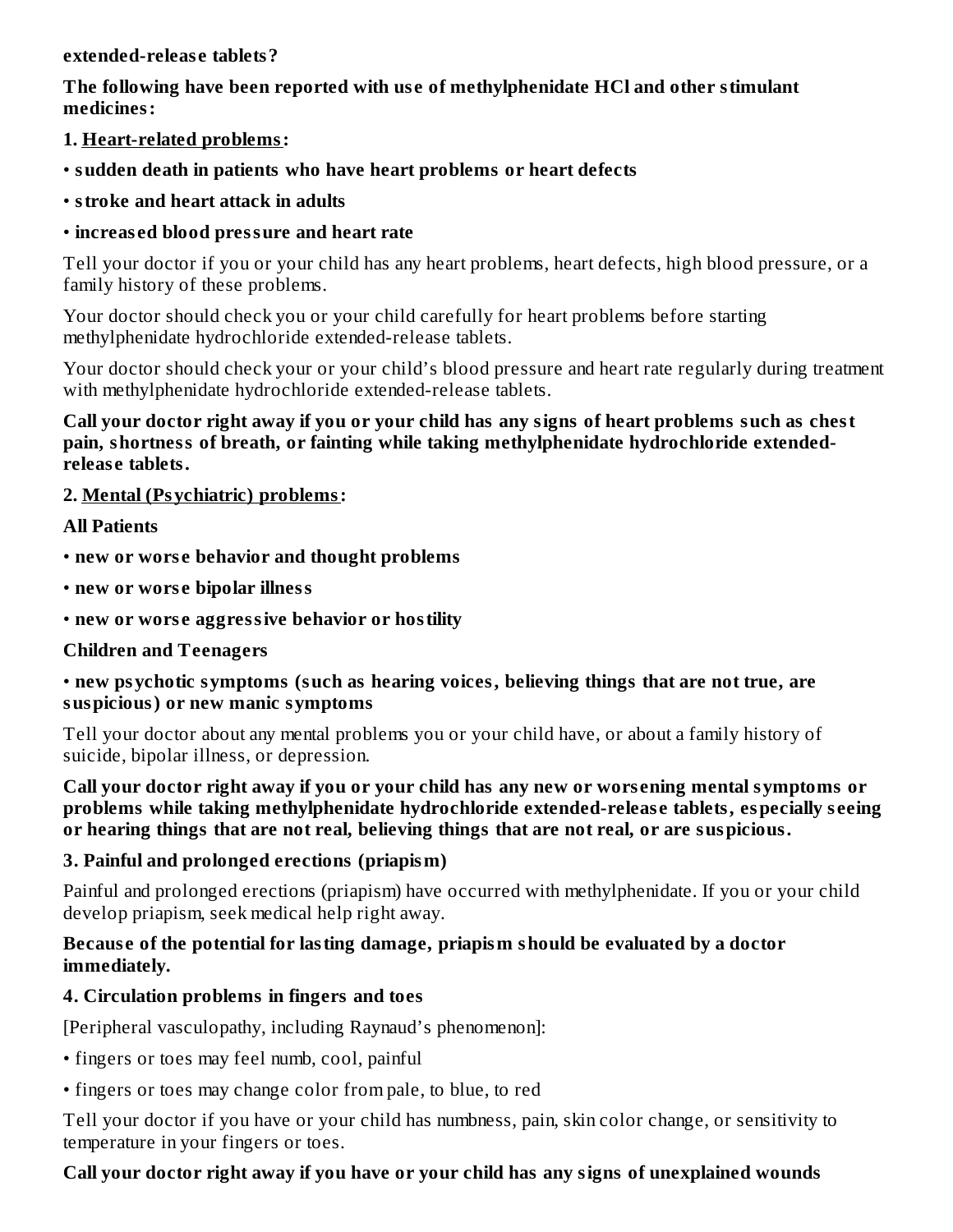**extended-release tablets?**

**The following have been reported with use of methylphenidate HCl and other stimulant medicines:**

**1. Heart-related problems:**

- **sudden death in patients who have heart problems or heart defects**
- **stroke and heart attack in adults**
- **increased blood pressure and heart rate**

Tell your doctor if you or your child has any heart problems, heart defects, high blood pressure, or a family history of these problems.

Your doctor should check you or your child carefully for heart problems before starting methylphenidate hydrochloride extended-release tablets.

Your doctor should check your or your child's blood pressure and heart rate regularly during treatment with methylphenidate hydrochloride extended-release tablets.

**Call your doctor right away if you or your child has any signs of heart problems such as chest pain, shortness of breath, or fainting while taking methylphenidate hydrochloride extended-release tablets.**

**2. Mental (Psychiatric) problems:**

**All Patients**

- **new or worse behavior and thought problems**
- **new or worse bipolar illness**
- **new or worse aggressive behavior or hostility**

**Children and Teenagers**

- **new psychotic symptoms (such as hearing voices, believing things that are not true, are suspicious) or new manic symptoms**

Tell your doctor about any mental problems you or your child have, or about a family history of suicide, bipolar illness, or depression.

**Call your doctor right away if you or your child has any new or worsening mental symptoms or problems while taking methylphenidate hydrochloride extended-release tablets, especially seeing or hearing things that are not real, believing things that are not real, or are suspicious.**

**3. Painful and prolonged erections (priapism)**

Painful and prolonged erections (priapism) have occurred with methylphenidate. If you or your child develop priapism, seek medical help right away.

**Because of the potential for lasting damage, priapism should be evaluated by a doctor immediately.**

**4. Circulation problems in fingers and toes**

[Peripheral vasculopathy, including Raynaud's phenomenon]:

- fingers or toes may feel numb, cool, painful
- fingers or toes may change color from pale, to blue, to red

Tell your doctor if you have or your child has numbness, pain, skin color change, or sensitivity to temperature in your fingers or toes.

**Call your doctor right away if you have or your child has any signs of unexplained wounds**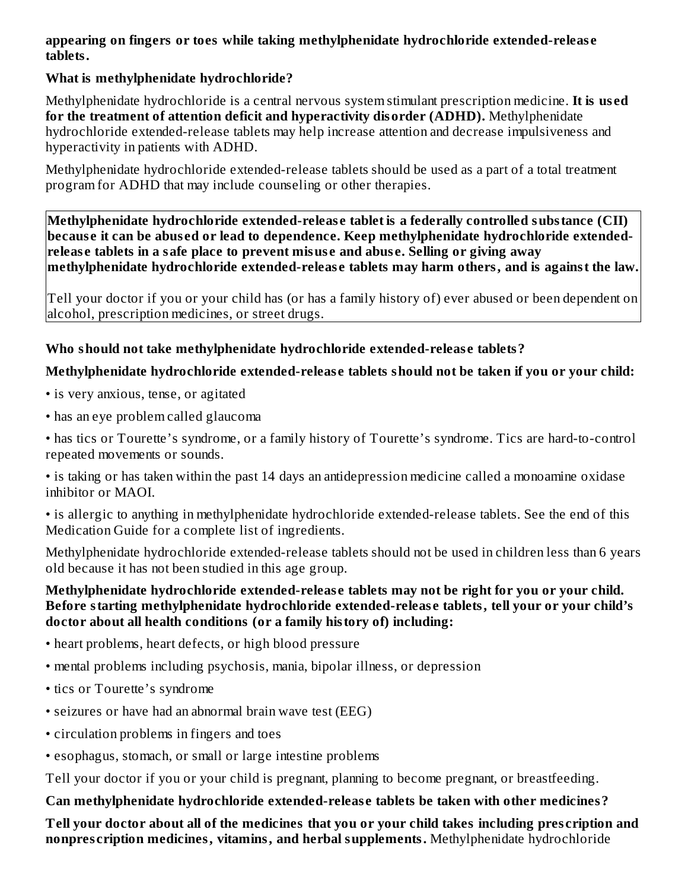**appearing on fingers or toes while taking methylphenidate hydrochloride extended-release tablets.**

**What is methylphenidate hydrochloride?**

Methylphenidate hydrochloride is a central nervous system stimulant prescription medicine. **It is used for the treatment of attention deficit and hyperactivity disorder (ADHD).** Methylphenidate hydrochloride extended-release tablets may help increase attention and decrease impulsiveness and hyperactivity in patients with ADHD.

Methylphenidate hydrochloride extended-release tablets should be used as a part of a total treatment program for ADHD that may include counseling or other therapies.

**Methylphenidate hydrochloride extended-release tablet is a federally controlled substance (CII) because it can be abused or lead to dependence. Keep methylphenidate hydrochloride extended-release tablets in a safe place to prevent misuse and abuse. Selling or giving away methylphenidate hydrochloride extended-release tablets may harm others, and is against the law.**

Tell your doctor if you or your child has (or has a family history of) ever abused or been dependent on alcohol, prescription medicines, or street drugs.

**Who should not take methylphenidate hydrochloride extended-release tablets?**

**Methylphenidate hydrochloride extended-release tablets should not be taken if you or your child:**

- is very anxious, tense, or agitated
- has an eye problem called glaucoma
- has tics or Tourette's syndrome, or a family history of Tourette's syndrome. Tics are hard-to-control repeated movements or sounds.
- is taking or has taken within the past 14 days an antidepression medicine called a monoamine oxidase inhibitor or MAOI.
- is allergic to anything in methylphenidate hydrochloride extended-release tablets. See the end of this Medication Guide for a complete list of ingredients.

Methylphenidate hydrochloride extended-release tablets should not be used in children less than 6 years old because it has not been studied in this age group.

**Methylphenidate hydrochloride extended-release tablets may not be right for you or your child. Before starting methylphenidate hydrochloride extended-release tablets, tell your or your child's doctor about all health conditions (or a family history of) including:**

- heart problems, heart defects, or high blood pressure
- mental problems including psychosis, mania, bipolar illness, or depression
- tics or Tourette's syndrome
- seizures or have had an abnormal brain wave test (EEG)
- circulation problems in fingers and toes
- esophagus, stomach, or small or large intestine problems

Tell your doctor if you or your child is pregnant, planning to become pregnant, or breastfeeding.

**Can methylphenidate hydrochloride extended-release tablets be taken with other medicines?**

**Tell your doctor about all of the medicines that you or your child takes including prescription and nonprescription medicines, vitamins, and herbal supplements.** Methylphenidate hydrochloride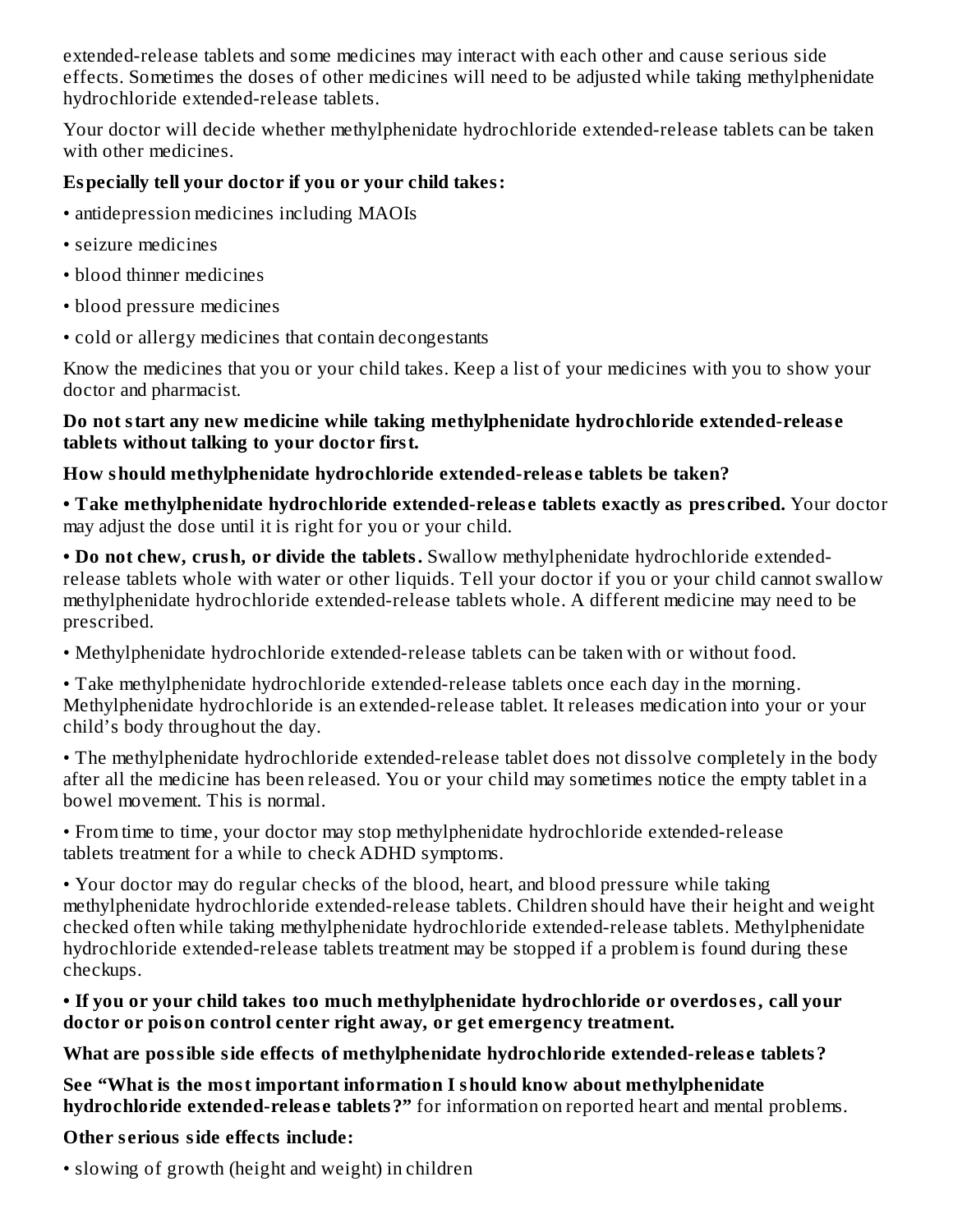extended-release tablets and some medicines may interact with each other and cause serious side effects. Sometimes the doses of other medicines will need to be adjusted while taking methylphenidate hydrochloride extended-release tablets.

Your doctor will decide whether methylphenidate hydrochloride extended-release tablets can be taken with other medicines.

**Especially tell your doctor if you or your child takes:**

- antidepression medicines including MAOIs
- seizure medicines
- blood thinner medicines
- blood pressure medicines
- cold or allergy medicines that contain decongestants

Know the medicines that you or your child takes. Keep a list of your medicines with you to show your doctor and pharmacist.

**Do not start any new medicine while taking methylphenidate hydrochloride extended-release tablets without talking to your doctor first.**

**How should methylphenidate hydrochloride extended-release tablets be taken?**

- **Take methylphenidate hydrochloride extended-release tablets exactly as prescribed.** Your doctor may adjust the dose until it is right for you or your child.
- **Do not chew, crush, or divide the tablets.** Swallow methylphenidate hydrochloride extended-release tablets whole with water or other liquids. Tell your doctor if you or your child cannot swallow methylphenidate hydrochloride extended-release tablets whole. A different medicine may need to be prescribed.
- Methylphenidate hydrochloride extended-release tablets can be taken with or without food.
- Take methylphenidate hydrochloride extended-release tablets once each day in the morning. Methylphenidate hydrochloride is an extended-release tablet. It releases medication into your or your child's body throughout the day.
- The methylphenidate hydrochloride extended-release tablet does not dissolve completely in the body after all the medicine has been released. You or your child may sometimes notice the empty tablet in a bowel movement. This is normal.
- From time to time, your doctor may stop methylphenidate hydrochloride extended-release tablets treatment for a while to check ADHD symptoms.
- Your doctor may do regular checks of the blood, heart, and blood pressure while taking methylphenidate hydrochloride extended-release tablets. Children should have their height and weight checked often while taking methylphenidate hydrochloride extended-release tablets. Methylphenidate hydrochloride extended-release tablets treatment may be stopped if a problem is found during these checkups.
- **If you or your child takes too much methylphenidate hydrochloride or overdoses, call your doctor or poison control center right away, or get emergency treatment.**

**What are possible side effects of methylphenidate hydrochloride extended-release tablets?**

**See "What is the most important information I should know about methylphenidate hydrochloride extended-release tablets?"** for information on reported heart and mental problems.

**Other serious side effects include:**

- slowing of growth (height and weight) in children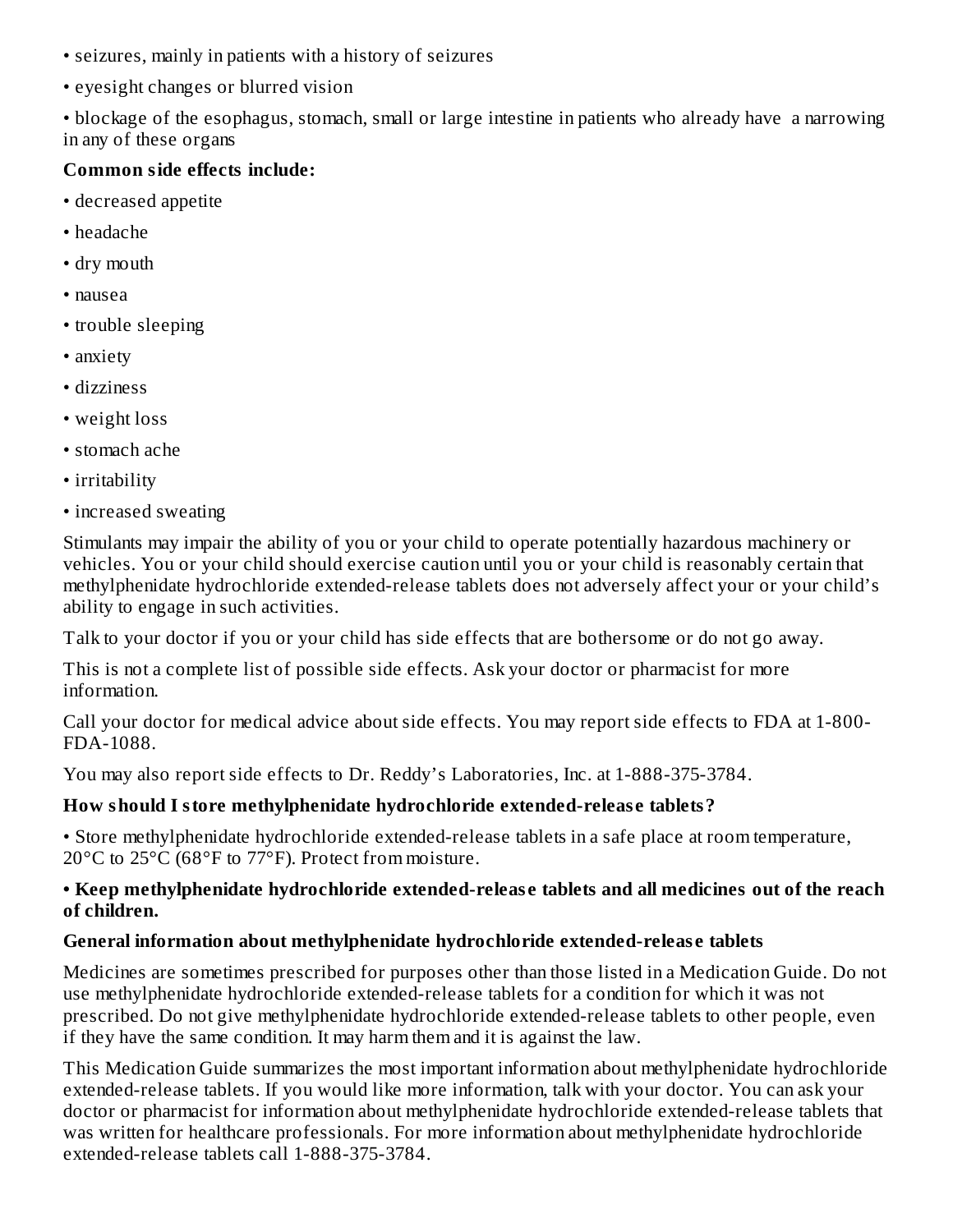- seizures, mainly in patients with a history of seizures
- eyesight changes or blurred vision
- blockage of the esophagus, stomach, small or large intestine in patients who already have a narrowing in any of these organs

**Common side effects include:**

- decreased appetite
- headache
- dry mouth
- nausea
- trouble sleeping
- anxiety
- dizziness
- weight loss
- stomach ache
- irritability
- increased sweating

Stimulants may impair the ability of you or your child to operate potentially hazardous machinery or vehicles. You or your child should exercise caution until you or your child is reasonably certain that methylphenidate hydrochloride extended-release tablets does not adversely affect your or your child's ability to engage in such activities.

Talk to your doctor if you or your child has side effects that are bothersome or do not go away.

This is not a complete list of possible side effects. Ask your doctor or pharmacist for more information.

Call your doctor for medical advice about side effects. You may report side effects to FDA at 1-800-FDA-1088.

You may also report side effects to Dr. Reddy's Laboratories, Inc. at 1-888-375-3784.

**How should I store methylphenidate hydrochloride extended-release tablets?**

- Store methylphenidate hydrochloride extended-release tablets in a safe place at room temperature, 20°C to 25°C (68°F to 77°F). Protect from moisture.
- **Keep methylphenidate hydrochloride extended-release tablets and all medicines out of the reach of children.**

**General information about methylphenidate hydrochloride extended-release tablets**

Medicines are sometimes prescribed for purposes other than those listed in a Medication Guide. Do not use methylphenidate hydrochloride extended-release tablets for a condition for which it was not prescribed. Do not give methylphenidate hydrochloride extended-release tablets to other people, even if they have the same condition. It may harm them and it is against the law.

This Medication Guide summarizes the most important information about methylphenidate hydrochloride extended-release tablets. If you would like more information, talk with your doctor. You can ask your doctor or pharmacist for information about methylphenidate hydrochloride extended-release tablets that was written for healthcare professionals. For more information about methylphenidate hydrochloride extended-release tablets call 1-888-375-3784.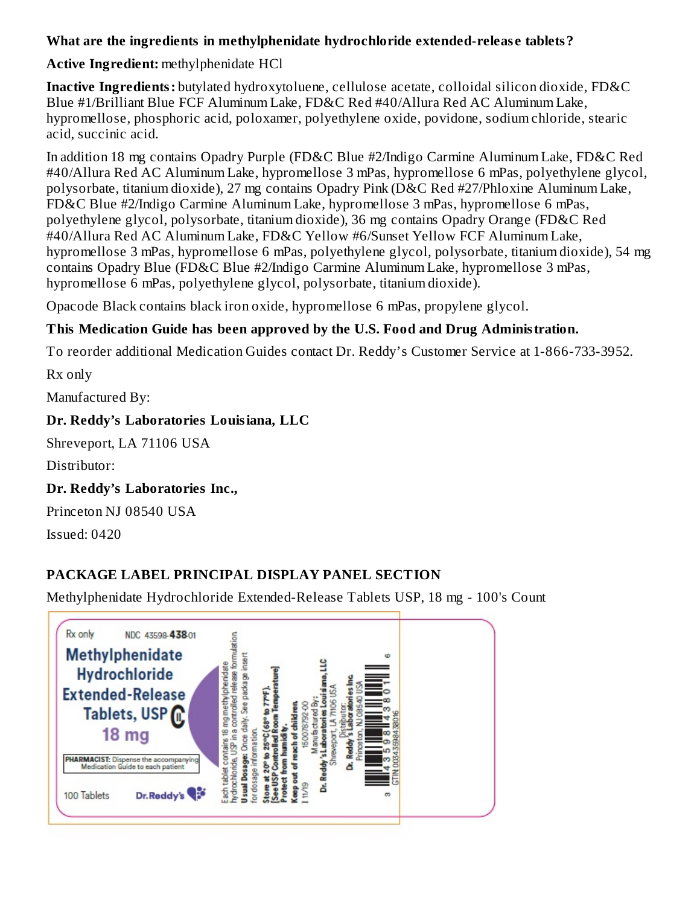**What are the ingredients in methylphenidate hydrochloride extended-release tablets?**

**Active Ingredient:** methylphenidate HCl

**Inactive Ingredients:** butylated hydroxytoluene, cellulose acetate, colloidal silicon dioxide, FD&C Blue #1/Brilliant Blue FCF Aluminum Lake, FD&C Red #40/Allura Red AC Aluminum Lake, hypromellose, phosphoric acid, poloxamer, polyethylene oxide, povidone, sodium chloride, stearic acid, succinic acid.

In addition 18 mg contains Opadry Purple (FD&C Blue #2/Indigo Carmine Aluminum Lake, FD&C Red #40/Allura Red AC Aluminum Lake, hypromellose 3 mPas, hypromellose 6 mPas, polyethylene glycol, polysorbate, titanium dioxide), 27 mg contains Opadry Pink (D&C Red #27/Phloxine Aluminum Lake, FD&C Blue #2/Indigo Carmine Aluminum Lake, hypromellose 3 mPas, hypromellose 6 mPas, polyethylene glycol, polysorbate, titanium dioxide), 36 mg contains Opadry Orange (FD&C Red #40/Allura Red AC Aluminum Lake, FD&C Yellow #6/Sunset Yellow FCF Aluminum Lake, hypromellose 3 mPas, hypromellose 6 mPas, polyethylene glycol, polysorbate, titanium dioxide), 54 mg contains Opadry Blue (FD&C Blue #2/Indigo Carmine Aluminum Lake, hypromellose 3 mPas, hypromellose 6 mPas, polyethylene glycol, polysorbate, titanium dioxide).

Opacode Black contains black iron oxide, hypromellose 6 mPas, propylene glycol.

**This Medication Guide has been approved by the U.S. Food and Drug Administration.**

To reorder additional Medication Guides contact Dr. Reddy's Customer Service at 1-866-733-3952.

Rx only

Manufactured By:

**Dr. Reddy's Laboratories Louisiana, LLC**

Shreveport, LA 71106 USA

Distributor:

**Dr. Reddy's Laboratories Inc.,**

Princeton NJ 08540 USA

Issued: 0420

## PACKAGE LABEL PRINCIPAL DISPLAY PANEL SECTION

Methylphenidate Hydrochloride Extended-Release Tablets USP, 18 mg - 100's Count

Rx only NDC 43598-438-01

**Methylphenidate Hydrochloride Extended-Release Tablets, USP CII**

**18 mg**

**PHARMACIST:** Dispense the accompanying Medication Guide to each patient

100 Tablets

Dr.Reddy's

Each tablet contains 18 mg methylphenidate hydrochloride, USP in a controlled release formulation.

**Usual Dosage:** Once daily. See package insert for dosage information.

**Store at 20° to 25°C (68° to 77°F). [See USP Controlled Room Temperature]**

**Protect from humidity.**

**Keep out of reach of children.**

150078792-00

I 11/19

Manufactured By:

**Dr. Reddy's Laboratories Louisiana, LLC**

Shreveport, LA 71106 USA

Distributor:

**Dr. Reddy's Laboratories Inc.**

Princeton, NJ 08540 USA

3 43598 43801 6

GTIN 00343598438016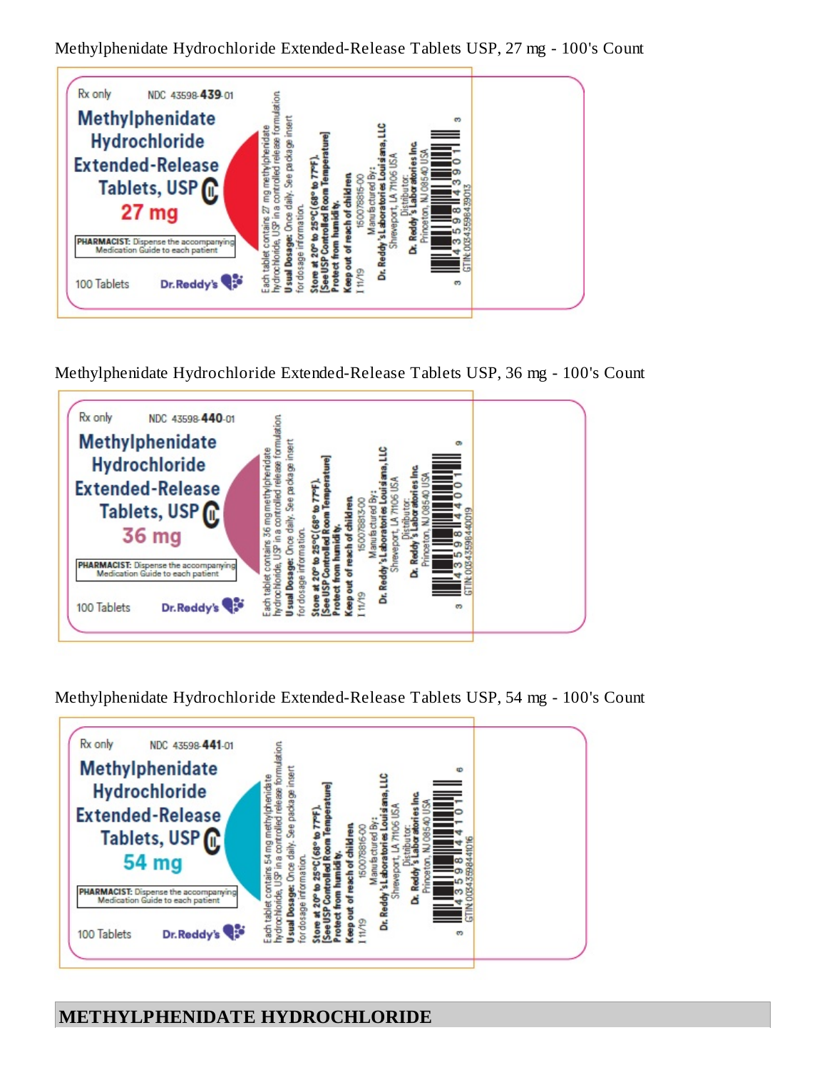Methylphenidate Hydrochloride Extended-Release Tablets USP, 27 mg - 100's Count

Rx only NDC 43598-439-01

**Methylphenidate Hydrochloride Extended-Release Tablets, USP CII**

**27 mg**

**PHARMACIST:** Dispense the accompanying Medication Guide to each patient

100 Tablets Dr.Reddy's

Each tablet contains 27 mg methylphenidate hydrochloride, USP in a controlled release formulation.

**Usual Dosage:** Once daily. See package insert for dosage information.

**Store at 20° to 25°C (68° to 77°F). [See USP Controlled Room Temperature]**

**Protect from humidity.**

**Keep out of reach of children.**

I 11/19 150078816-00

Manufactured By:

**Dr. Reddy's Laboratories Louisiana, LLC**

Shreveport, LA 71106 USA

Distributor:

**Dr. Reddy's Laboratories Inc.**

Princeton, NJ 08540 USA

GTIN: 00343598439013

Methylphenidate Hydrochloride Extended-Release Tablets USP, 36 mg - 100's Count

Rx only NDC 43598-440-01

**Methylphenidate Hydrochloride Extended-Release Tablets, USP CII**

**36 mg**

**PHARMACIST:** Dispense the accompanying Medication Guide to each patient

100 Tablets Dr.Reddy's

Each tablet contains 36 mg methylphenidate hydrochloride, USP in a controlled release formulation.

**Usual Dosage:** Once daily. See package insert for dosage information.

**Store at 20° to 25°C (68° to 77°F). [See USP Controlled Room Temperature]**

**Protect from humidity.**

**Keep out of reach of children.**

I 11/19 150078813-00

Manufactured By:

**Dr. Reddy's Laboratories Louisiana, LLC**

Shreveport, LA 71106 USA

Distributor:

**Dr. Reddy's Laboratories Inc.**

Princeton, NJ 08540 USA

GTIN: 00343598440019

Methylphenidate Hydrochloride Extended-Release Tablets USP, 54 mg - 100's Count

Rx only NDC 43598-441-01

**Methylphenidate Hydrochloride Extended-Release Tablets, USP CII**

**54 mg**

**PHARMACIST:** Dispense the accompanying Medication Guide to each patient

100 Tablets Dr.Reddy's

Each tablet contains 54 mg methylphenidate hydrochloride, USP in a controlled release formulation.

**Usual Dosage:** Once daily. See package insert for dosage information.

**Store at 20° to 25°C (68° to 77°F). [See USP Controlled Room Temperature]**

**Protect from humidity.**

**Keep out of reach of children.**

I 11/19 150078816-00

Manufactured By:

**Dr. Reddy's Laboratories Louisiana, LLC**

Shreveport, LA 71106 USA

Distributor:

**Dr. Reddy's Laboratories Inc.**

Princeton, NJ 08540 USA

GTIN: 00343598441016

## METHYLPHENIDATE HYDROCHLORIDE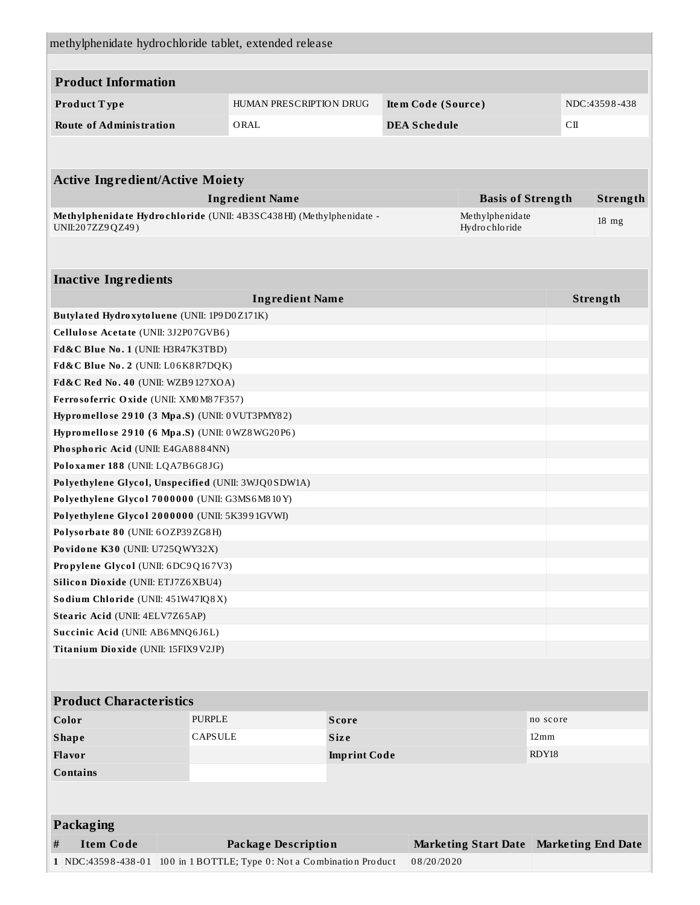methylphenidate hydrochloride tablet, extended release

| **Product Information** | | | |
|---|---|---|---|
| **Product Type** | HUMAN PRESCRIPTION DRUG | **Item Code (Source)** | NDC:43598-438 |
| **Route of Administration** | ORAL | **DEA Schedule** | CII |

| **Active Ingredient/Active Moiety** | | |
|---|---|---|
| **Ingredient Name** | **Basis of Strength** | **Strength** |
| **Methylphenidate Hydrochloride** (UNII: 4B3SC438HI) (Methylphenidate - UNII:207ZZ9QZ49) | Methylphenidate Hydrochloride | 18 mg |

| **Inactive Ingredients** | |
|---|---|
| **Ingredient Name** | **Strength** |
| **Butylated Hydroxytoluene** (UNII: 1P9D0Z171K) | |
| **Cellulose Acetate** (UNII: 3J2P07GVB6) | |
| **Fd&C Blue No. 1** (UNII: H3R47K3TBD) | |
| **Fd&C Blue No. 2** (UNII: L06K8R7DQK) | |
| **Fd&C Red No. 40** (UNII: WZB9127XOA) | |
| **Ferrosoferric Oxide** (UNII: XM0M87F357) | |
| **Hypromellose 2910 (3 Mpa.S)** (UNII: 0VUT3PMY82) | |
| **Hypromellose 2910 (6 Mpa.S)** (UNII: 0WZ8WG20P6) | |
| **Phosphoric Acid** (UNII: E4GA8884NN) | |
| **Poloxamer 188** (UNII: LQA7B6G8JG) | |
| **Polyethylene Glycol, Unspecified** (UNII: 3WJQ0SDW1A) | |
| **Polyethylene Glycol 7000000** (UNII: G3MS6M810Y) | |
| **Polyethylene Glycol 2000000** (UNII: 5K3991GVWI) | |
| **Polysorbate 80** (UNII: 6OZP39ZG8H) | |
| **Povidone K30** (UNII: U725QWY32X) | |
| **Propylene Glycol** (UNII: 6DC9Q167V3) | |
| **Silicon Dioxide** (UNII: ETJ7Z6XBU4) | |
| **Sodium Chloride** (UNII: 451W47IQ8X) | |
| **Stearic Acid** (UNII: 4ELV7Z65AP) | |
| **Succinic Acid** (UNII: AB6MNQ6J6L) | |
| **Titanium Dioxide** (UNII: 15FIX9V2JP) | |

| **Product Characteristics** | | | |
|---|---|---|---|
| **Color** | PURPLE | **Score** | no score |
| **Shape** | CAPSULE | **Size** | 12mm |
| **Flavor** | | **Imprint Code** | RDY18 |
| **Contains** | | | |

| **Packaging** | | | | |
|---|---|---|---|---|
| **#** | **Item Code** | **Package Description** | **Marketing Start Date** | **Marketing End Date** |
| **1** | NDC:43598-438-01 | 100 in 1 BOTTLE; Type 0: Not a Combination Product | 08/20/2020 | |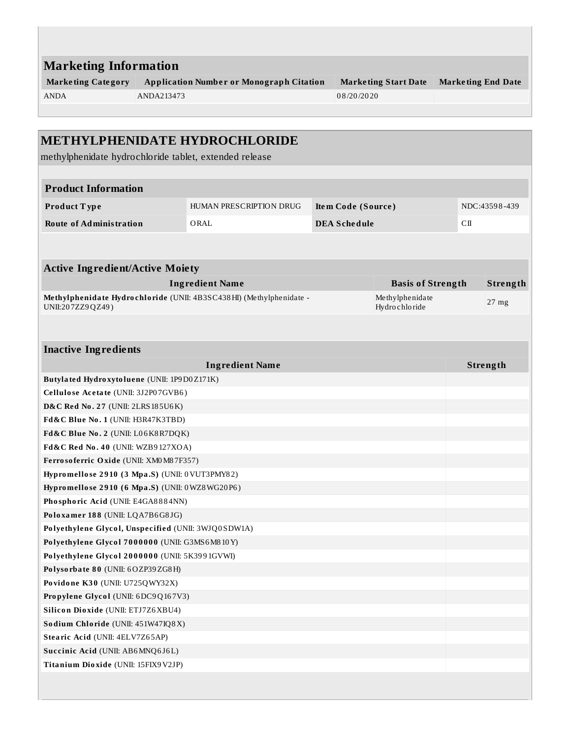## Marketing Information

| Marketing Category | Application Number or Monograph Citation | Marketing Start Date | Marketing End Date |
|---|---|---|---|
| ANDA | ANDA213473 | 08/20/2020 | |

## METHYLPHENIDATE HYDROCHLORIDE

methylphenidate hydrochloride tablet, extended release

| Product Information | | | |
|---|---|---|---|
| **Product Type** | HUMAN PRESCRIPTION DRUG | **Item Code (Source)** | NDC:43598-439 |
| **Route of Administration** | ORAL | **DEA Schedule** | CII |

| Active Ingredient/Active Moiety | | |
|---|---|---|
| **Ingredient Name** | **Basis of Strength** | **Strength** |
| **Methylphenidate Hydrochloride** (UNII: 4B3SC438HI) (Methylphenidate - UNII:207ZZ9QZ49) | Methylphenidate Hydrochloride | 27 mg |

| Inactive Ingredients | |
|---|---|
| **Ingredient Name** | **Strength** |
| **Butylated Hydroxytoluene** (UNII: 1P9D0Z171K) | |
| **Cellulose Acetate** (UNII: 3J2P07GVB6) | |
| **D&C Red No. 27** (UNII: 2LRS185U6K) | |
| **Fd&C Blue No. 1** (UNII: H3R47K3TBD) | |
| **Fd&C Blue No. 2** (UNII: L06K8R7DQK) | |
| **Fd&C Red No. 40** (UNII: WZB9127XOA) | |
| **Ferrosoferric Oxide** (UNII: XM0M87F357) | |
| **Hypromellose 2910 (3 Mpa.S)** (UNII: 0VUT3PMY82) | |
| **Hypromellose 2910 (6 Mpa.S)** (UNII: 0WZ8WG20P6) | |
| **Phosphoric Acid** (UNII: E4GA8884NN) | |
| **Poloxamer 188** (UNII: LQA7B6G8JG) | |
| **Polyethylene Glycol, Unspecified** (UNII: 3WJQ0SDW1A) | |
| **Polyethylene Glycol 7000000** (UNII: G3MS6M810Y) | |
| **Polyethylene Glycol 2000000** (UNII: 5K3991GVWI) | |
| **Polysorbate 80** (UNII: 6OZP39ZG8H) | |
| **Povidone K30** (UNII: U725QWY32X) | |
| **Propylene Glycol** (UNII: 6DC9Q167V3) | |
| **Silicon Dioxide** (UNII: ETJ7Z6XBU4) | |
| **Sodium Chloride** (UNII: 451W47IQ8X) | |
| **Stearic Acid** (UNII: 4ELV7Z65AP) | |
| **Succinic Acid** (UNII: AB6MNQ6J6L) | |
| **Titanium Dioxide** (UNII: 15FIX9V2JP) | |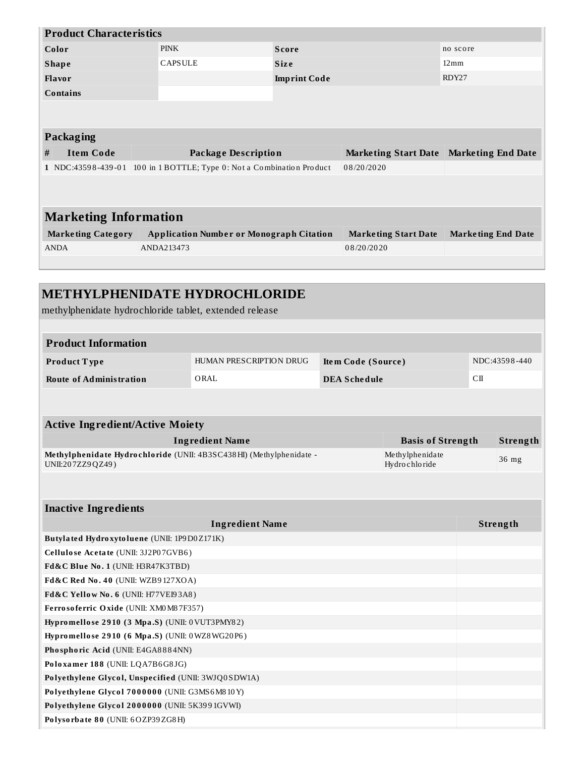| Product Characteristics | | | |
|---|---|---|---|
| **Color** | PINK | **Score** | no score |
| **Shape** | CAPSULE | **Size** | 12mm |
| **Flavor** | | **Imprint Code** | RDY27 |
| **Contains** | | | |

| Packaging | | | | |
|---|---|---|---|---|
| **#** | **Item Code** | **Package Description** | **Marketing Start Date** | **Marketing End Date** |
| 1 | NDC:43598-439-01 | 100 in 1 BOTTLE; Type 0: Not a Combination Product | 08/20/2020 | |

## Marketing Information

| Marketing Category | Application Number or Monograph Citation | Marketing Start Date | Marketing End Date |
|---|---|---|---|
| ANDA | ANDA213473 | 08/20/2020 | |

## METHYLPHENIDATE HYDROCHLORIDE

methylphenidate hydrochloride tablet, extended release

| Product Information | | | |
|---|---|---|---|
| **Product Type** | HUMAN PRESCRIPTION DRUG | **Item Code (Source)** | NDC:43598-440 |
| **Route of Administration** | ORAL | **DEA Schedule** | CII |

| Active Ingredient/Active Moiety | | |
|---|---|---|
| **Ingredient Name** | **Basis of Strength** | **Strength** |
| **Methylphenidate Hydrochloride** (UNII: 4B3SC438HI) (Methylphenidate - UNII:207ZZ9QZ49) | Methylphenidate Hydrochloride | 36 mg |

| Inactive Ingredients | |
|---|---|
| **Ingredient Name** | **Strength** |
| **Butylated Hydroxytoluene** (UNII: 1P9D0Z171K) | |
| **Cellulose Acetate** (UNII: 3J2P07GVB6) | |
| **Fd&C Blue No. 1** (UNII: H3R47K3TBD) | |
| **Fd&C Red No. 40** (UNII: WZB9127XOA) | |
| **Fd&C Yellow No. 6** (UNII: H77VEI93A8) | |
| **Ferrosoferric Oxide** (UNII: XM0M87F357) | |
| **Hypromellose 2910 (3 Mpa.S)** (UNII: 0VUT3PMY82) | |
| **Hypromellose 2910 (6 Mpa.S)** (UNII: 0WZ8WG20P6) | |
| **Phosphoric Acid** (UNII: E4GA8884NN) | |
| **Poloxamer 188** (UNII: LQA7B6G8JG) | |
| **Polyethylene Glycol, Unspecified** (UNII: 3WJQ0SDW1A) | |
| **Polyethylene Glycol 7000000** (UNII: G3MS6M810Y) | |
| **Polyethylene Glycol 2000000** (UNII: 5K3991GVWI) | |
| **Polysorbate 80** (UNII: 6OZP39ZG8H) | |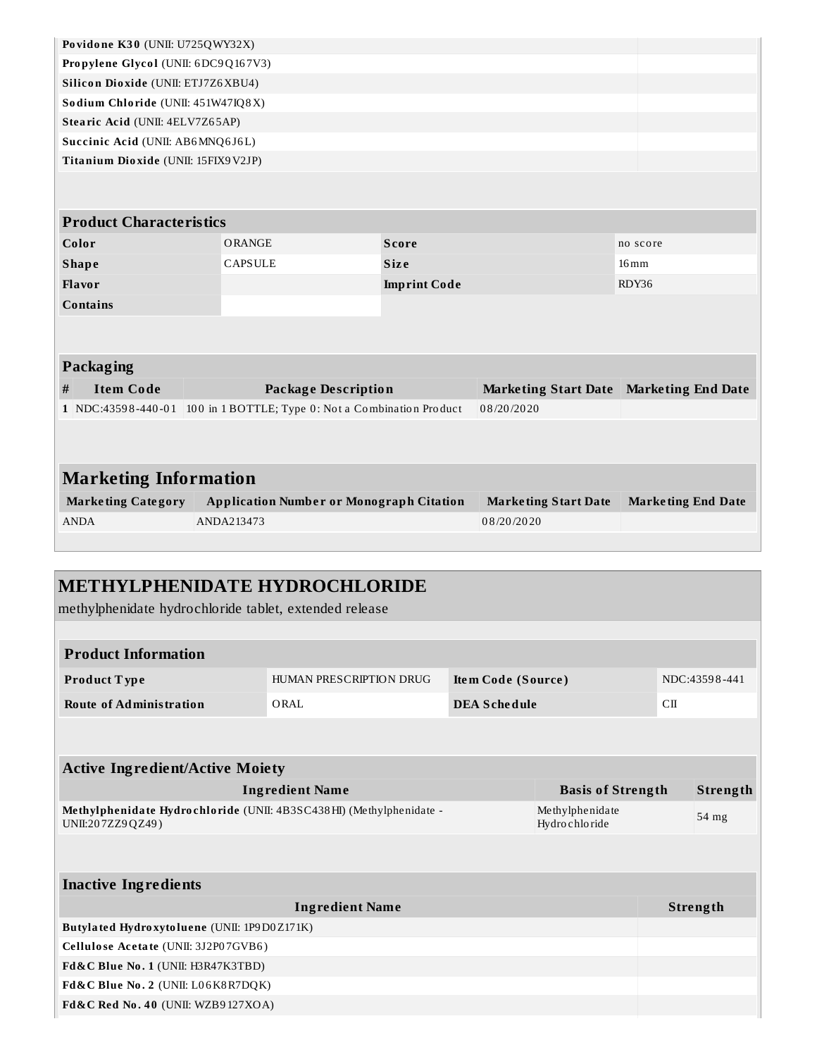| Ingredient Name | Strength |
|---|---|
| **Povidone K30** (UNII: U725QWY32X) | |
| **Propylene Glycol** (UNII: 6DC9Q167V3) | |
| **Silicon Dioxide** (UNII: ETJ7Z6XBU4) | |
| **Sodium Chloride** (UNII: 451W47IQ8X) | |
| **Stearic Acid** (UNII: 4ELV7Z65AP) | |
| **Succinic Acid** (UNII: AB6MNQ6J6L) | |
| **Titanium Dioxide** (UNII: 15FIX9V2JP) | |

| Product Characteristics | | | |
|---|---|---|---|
| **Color** | ORANGE | **Score** | no score |
| **Shape** | CAPSULE | **Size** | 16mm |
| **Flavor** | | **Imprint Code** | RDY36 |
| **Contains** | | | |

**Packaging**

| # | Item Code | Package Description | Marketing Start Date | Marketing End Date |
|---|---|---|---|---|
| 1 | NDC:43598-440-01 | 100 in 1 BOTTLE; Type 0: Not a Combination Product | 08/20/2020 | |

## Marketing Information

| Marketing Category | Application Number or Monograph Citation | Marketing Start Date | Marketing End Date |
|---|---|---|---|
| ANDA | ANDA213473 | 08/20/2020 | |

## METHYLPHENIDATE HYDROCHLORIDE

methylphenidate hydrochloride tablet, extended release

| Product Information | | | |
|---|---|---|---|
| **Product Type** | HUMAN PRESCRIPTION DRUG | **Item Code (Source)** | NDC:43598-441 |
| **Route of Administration** | ORAL | **DEA Schedule** | CII |

**Active Ingredient/Active Moiety**

| Ingredient Name | Basis of Strength | Strength |
|---|---|---|
| **Methylphenidate Hydrochloride** (UNII: 4B3SC438HI) (Methylphenidate - UNII:207ZZ9QZ49) | Methylphenidate Hydrochloride | 54 mg |

**Inactive Ingredients**

| Ingredient Name | Strength |
|---|---|
| **Butylated Hydroxytoluene** (UNII: 1P9D0Z171K) | |
| **Cellulose Acetate** (UNII: 3J2P07GVB6) | |
| **Fd&C Blue No. 1** (UNII: H3R47K3TBD) | |
| **Fd&C Blue No. 2** (UNII: L06K8R7DQK) | |
| **Fd&C Red No. 40** (UNII: WZB9127XOA) | |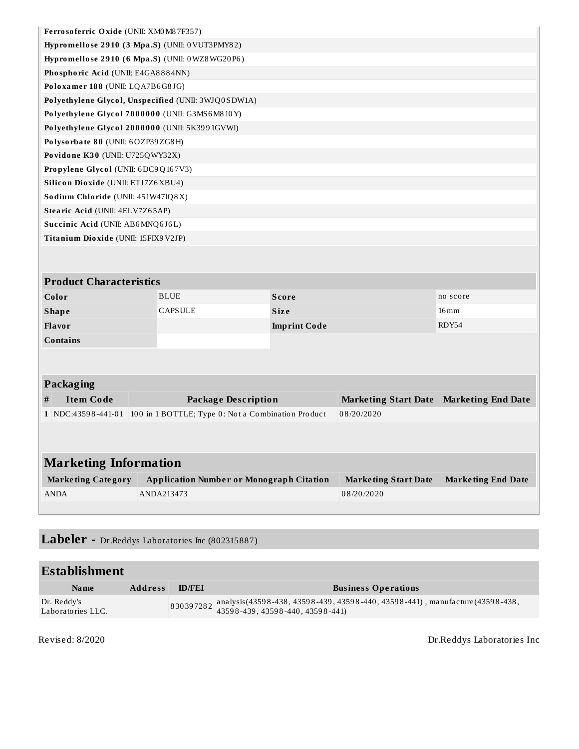| | |
|---|---|
| **Ferrosoferric Oxide** (UNII: XM0M87F357) | |
| **Hypromellose 2910 (3 Mpa.S)** (UNII: 0VUT3PMY82) | |
| **Hypromellose 2910 (6 Mpa.S)** (UNII: 0WZ8WG20P6) | |
| **Phosphoric Acid** (UNII: E4GA8884NN) | |
| **Poloxamer 188** (UNII: LQA7B6G8JG) | |
| **Polyethylene Glycol, Unspecified** (UNII: 3WJQ0SDW1A) | |
| **Polyethylene Glycol 7000000** (UNII: G3MS6M810Y) | |
| **Polyethylene Glycol 2000000** (UNII: 5K3991GVWI) | |
| **Polysorbate 80** (UNII: 6OZP39ZG8H) | |
| **Povidone K30** (UNII: U725QWY32X) | |
| **Propylene Glycol** (UNII: 6DC9Q167V3) | |
| **Silicon Dioxide** (UNII: ETJ7Z6XBU4) | |
| **Sodium Chloride** (UNII: 451W47IQ8X) | |
| **Stearic Acid** (UNII: 4ELV7Z65AP) | |
| **Succinic Acid** (UNII: AB6MNQ6J6L) | |
| **Titanium Dioxide** (UNII: 15FIX9V2JP) | |

| **Product Characteristics** | | | |
|---|---|---|---|
| **Color** | BLUE | **Score** | no score |
| **Shape** | CAPSULE | **Size** | 16mm |
| **Flavor** | | **Imprint Code** | RDY54 |
| **Contains** | | | |

**Packaging**

| # | Item Code | Package Description | Marketing Start Date | Marketing End Date |
|---|---|---|---|---|
| 1 | NDC:43598-441-01 | 100 in 1 BOTTLE; Type 0: Not a Combination Product | 08/20/2020 | |

## Marketing Information

| Marketing Category | Application Number or Monograph Citation | Marketing Start Date | Marketing End Date |
|---|---|---|---|
| ANDA | ANDA213473 | 08/20/2020 | |

## Labeler - Dr.Reddys Laboratories Inc (802315887)

## Establishment

| Name | Address | ID/FEI | Business Operations |
|---|---|---|---|
| Dr. Reddy's Laboratories LLC. | | 830397282 | analysis(43598-438, 43598-439, 43598-440, 43598-441) , manufacture(43598-438, 43598-439, 43598-440, 43598-441) |

Revised: 8/2020

Dr.Reddys Laboratories Inc